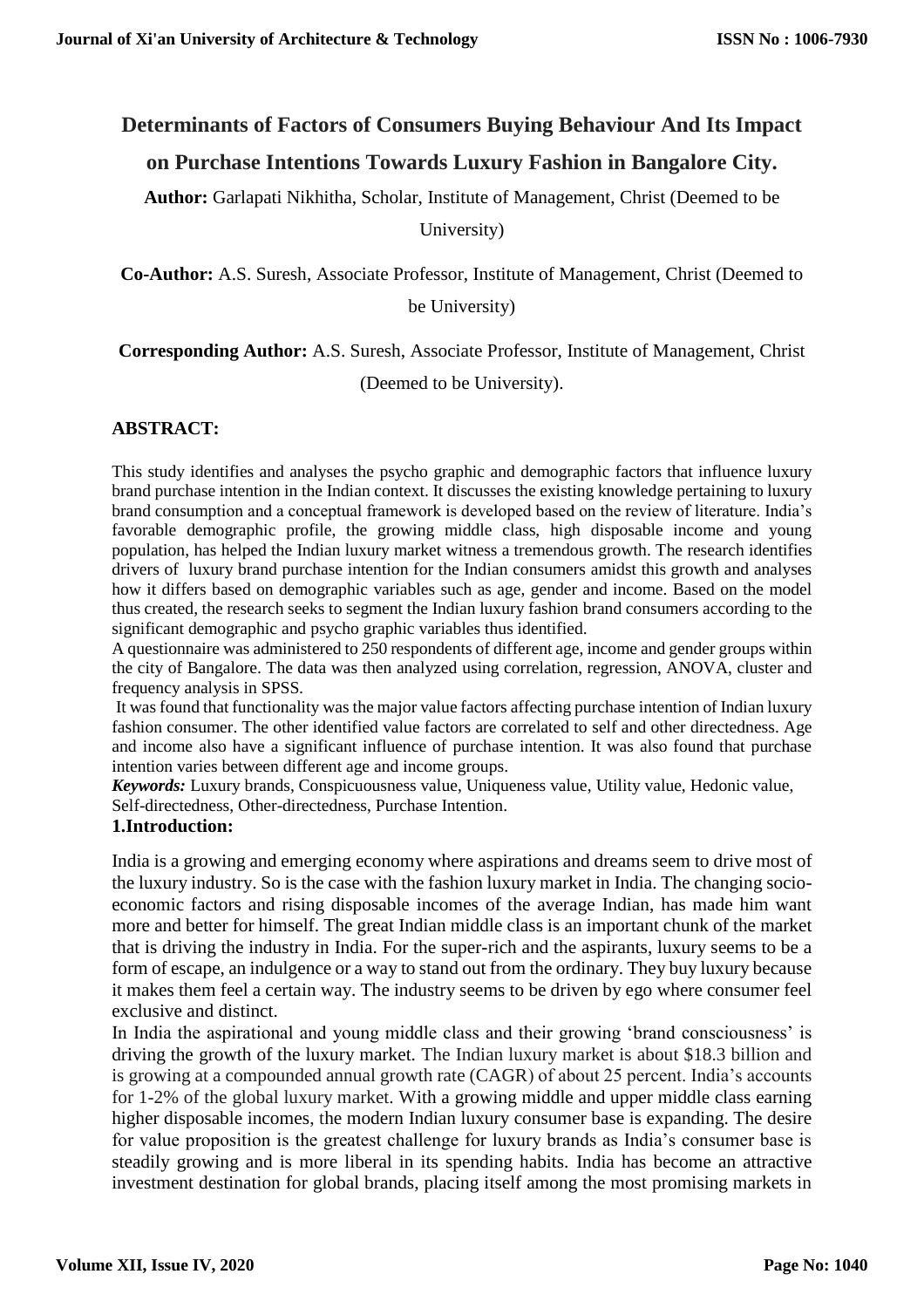# Determinants of Factors of Consumers Buying Behaviour And Its Impact on Purchase Intentions Towards Luxury Fashion in Bangalore City.

**Author:** Garlapati Nikhitha, Scholar, Institute of Management, Christ (Deemed to be University)

**Co-Author:** A.S. Suresh, Associate Professor, Institute of Management, Christ (Deemed to be University)

**Corresponding Author:** A.S. Suresh, Associate Professor, Institute of Management, Christ (Deemed to be University).

## ABSTRACT:

This study identifies and analyses the psycho graphic and demographic factors that influence luxury brand purchase intention in the Indian context. It discusses the existing knowledge pertaining to luxury brand consumption and a conceptual framework is developed based on the review of literature. India's favorable demographic profile, the growing middle class, high disposable income and young population, has helped the Indian luxury market witness a tremendous growth. The research identifies drivers of luxury brand purchase intention for the Indian consumers amidst this growth and analyses how it differs based on demographic variables such as age, gender and income. Based on the model thus created, the research seeks to segment the Indian luxury fashion brand consumers according to the significant demographic and psycho graphic variables thus identified.

A questionnaire was administered to 250 respondents of different age, income and gender groups within the city of Bangalore. The data was then analyzed using correlation, regression, ANOVA, cluster and frequency analysis in SPSS.

It was found that functionality was the major value factors affecting purchase intention of Indian luxury fashion consumer. The other identified value factors are correlated to self and other directedness. Age and income also have a significant influence of purchase intention. It was also found that purchase intention varies between different age and income groups.

***Keywords:*** Luxury brands, Conspicuousness value, Uniqueness value, Utility value, Hedonic value, Self-directedness, Other-directedness, Purchase Intention.

## 1.Introduction:

India is a growing and emerging economy where aspirations and dreams seem to drive most of the luxury industry. So is the case with the fashion luxury market in India. The changing socio-economic factors and rising disposable incomes of the average Indian, has made him want more and better for himself. The great Indian middle class is an important chunk of the market that is driving the industry in India. For the super-rich and the aspirants, luxury seems to be a form of escape, an indulgence or a way to stand out from the ordinary. They buy luxury because it makes them feel a certain way. The industry seems to be driven by ego where consumer feel exclusive and distinct.

In India the aspirational and young middle class and their growing 'brand consciousness' is driving the growth of the luxury market. The Indian luxury market is about \$18.3 billion and is growing at a compounded annual growth rate (CAGR) of about 25 percent. India's accounts for 1-2% of the global luxury market. With a growing middle and upper middle class earning higher disposable incomes, the modern Indian luxury consumer base is expanding. The desire for value proposition is the greatest challenge for luxury brands as India's consumer base is steadily growing and is more liberal in its spending habits. India has become an attractive investment destination for global brands, placing itself among the most promising markets in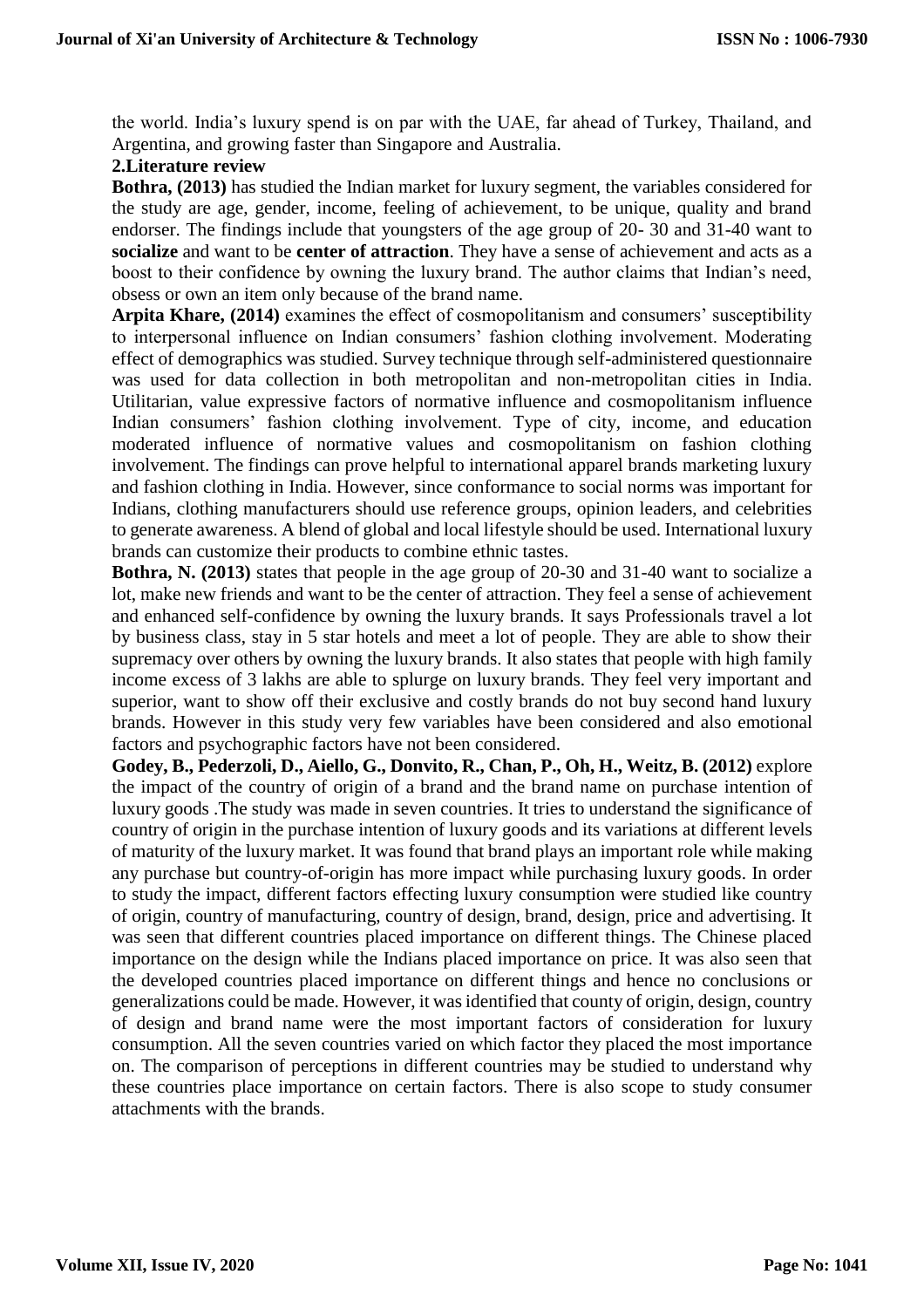the world. India's luxury spend is on par with the UAE, far ahead of Turkey, Thailand, and Argentina, and growing faster than Singapore and Australia.

## 2.Literature review

**Bothra, (2013)** has studied the Indian market for luxury segment, the variables considered for the study are age, gender, income, feeling of achievement, to be unique, quality and brand endorser. The findings include that youngsters of the age group of 20- 30 and 31-40 want to **socialize** and want to be **center of attraction**. They have a sense of achievement and acts as a boost to their confidence by owning the luxury brand. The author claims that Indian's need, obsess or own an item only because of the brand name.

**Arpita Khare, (2014)** examines the effect of cosmopolitanism and consumers' susceptibility to interpersonal influence on Indian consumers' fashion clothing involvement. Moderating effect of demographics was studied. Survey technique through self-administered questionnaire was used for data collection in both metropolitan and non-metropolitan cities in India. Utilitarian, value expressive factors of normative influence and cosmopolitanism influence Indian consumers' fashion clothing involvement. Type of city, income, and education moderated influence of normative values and cosmopolitanism on fashion clothing involvement. The findings can prove helpful to international apparel brands marketing luxury and fashion clothing in India. However, since conformance to social norms was important for Indians, clothing manufacturers should use reference groups, opinion leaders, and celebrities to generate awareness. A blend of global and local lifestyle should be used. International luxury brands can customize their products to combine ethnic tastes.

**Bothra, N. (2013)** states that people in the age group of 20-30 and 31-40 want to socialize a lot, make new friends and want to be the center of attraction. They feel a sense of achievement and enhanced self-confidence by owning the luxury brands. It says Professionals travel a lot by business class, stay in 5 star hotels and meet a lot of people. They are able to show their supremacy over others by owning the luxury brands. It also states that people with high family income excess of 3 lakhs are able to splurge on luxury brands. They feel very important and superior, want to show off their exclusive and costly brands do not buy second hand luxury brands. However in this study very few variables have been considered and also emotional factors and psychographic factors have not been considered.

**Godey, B., Pederzoli, D., Aiello, G., Donvito, R., Chan, P., Oh, H., Weitz, B. (2012)** explore the impact of the country of origin of a brand and the brand name on purchase intention of luxury goods .The study was made in seven countries. It tries to understand the significance of country of origin in the purchase intention of luxury goods and its variations at different levels of maturity of the luxury market. It was found that brand plays an important role while making any purchase but country-of-origin has more impact while purchasing luxury goods. In order to study the impact, different factors effecting luxury consumption were studied like country of origin, country of manufacturing, country of design, brand, design, price and advertising. It was seen that different countries placed importance on different things. The Chinese placed importance on the design while the Indians placed importance on price. It was also seen that the developed countries placed importance on different things and hence no conclusions or generalizations could be made. However, it was identified that county of origin, design, country of design and brand name were the most important factors of consideration for luxury consumption. All the seven countries varied on which factor they placed the most importance on. The comparison of perceptions in different countries may be studied to understand why these countries place importance on certain factors. There is also scope to study consumer attachments with the brands.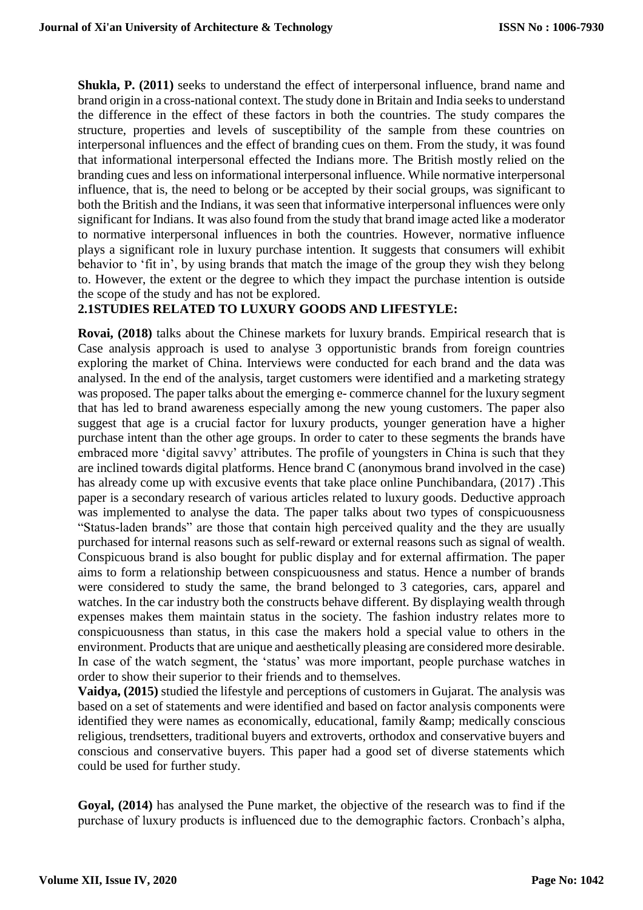**Shukla, P. (2011)** seeks to understand the effect of interpersonal influence, brand name and brand origin in a cross-national context. The study done in Britain and India seeks to understand the difference in the effect of these factors in both the countries. The study compares the structure, properties and levels of susceptibility of the sample from these countries on interpersonal influences and the effect of branding cues on them. From the study, it was found that informational interpersonal effected the Indians more. The British mostly relied on the branding cues and less on informational interpersonal influence. While normative interpersonal influence, that is, the need to belong or be accepted by their social groups, was significant to both the British and the Indians, it was seen that informative interpersonal influences were only significant for Indians. It was also found from the study that brand image acted like a moderator to normative interpersonal influences in both the countries. However, normative influence plays a significant role in luxury purchase intention. It suggests that consumers will exhibit behavior to 'fit in', by using brands that match the image of the group they wish they belong to. However, the extent or the degree to which they impact the purchase intention is outside the scope of the study and has not be explored.

## 2.1STUDIES RELATED TO LUXURY GOODS AND LIFESTYLE:

**Rovai, (2018)** talks about the Chinese markets for luxury brands. Empirical research that is Case analysis approach is used to analyse 3 opportunistic brands from foreign countries exploring the market of China. Interviews were conducted for each brand and the data was analysed. In the end of the analysis, target customers were identified and a marketing strategy was proposed. The paper talks about the emerging e- commerce channel for the luxury segment that has led to brand awareness especially among the new young customers. The paper also suggest that age is a crucial factor for luxury products, younger generation have a higher purchase intent than the other age groups. In order to cater to these segments the brands have embraced more 'digital savvy' attributes. The profile of youngsters in China is such that they are inclined towards digital platforms. Hence brand C (anonymous brand involved in the case) has already come up with excusive events that take place online Punchibandara, (2017) .This paper is a secondary research of various articles related to luxury goods. Deductive approach was implemented to analyse the data. The paper talks about two types of conspicuousness "Status-laden brands" are those that contain high perceived quality and the they are usually purchased for internal reasons such as self-reward or external reasons such as signal of wealth. Conspicuous brand is also bought for public display and for external affirmation. The paper aims to form a relationship between conspicuousness and status. Hence a number of brands were considered to study the same, the brand belonged to 3 categories, cars, apparel and watches. In the car industry both the constructs behave different. By displaying wealth through expenses makes them maintain status in the society. The fashion industry relates more to conspicuousness than status, in this case the makers hold a special value to others in the environment. Products that are unique and aesthetically pleasing are considered more desirable. In case of the watch segment, the 'status' was more important, people purchase watches in order to show their superior to their friends and to themselves.

**Vaidya, (2015)** studied the lifestyle and perceptions of customers in Gujarat. The analysis was based on a set of statements and were identified and based on factor analysis components were identified they were names as economically, educational, family &amp; medically conscious religious, trendsetters, traditional buyers and extroverts, orthodox and conservative buyers and conscious and conservative buyers. This paper had a good set of diverse statements which could be used for further study.

**Goyal, (2014)** has analysed the Pune market, the objective of the research was to find if the purchase of luxury products is influenced due to the demographic factors. Cronbach's alpha,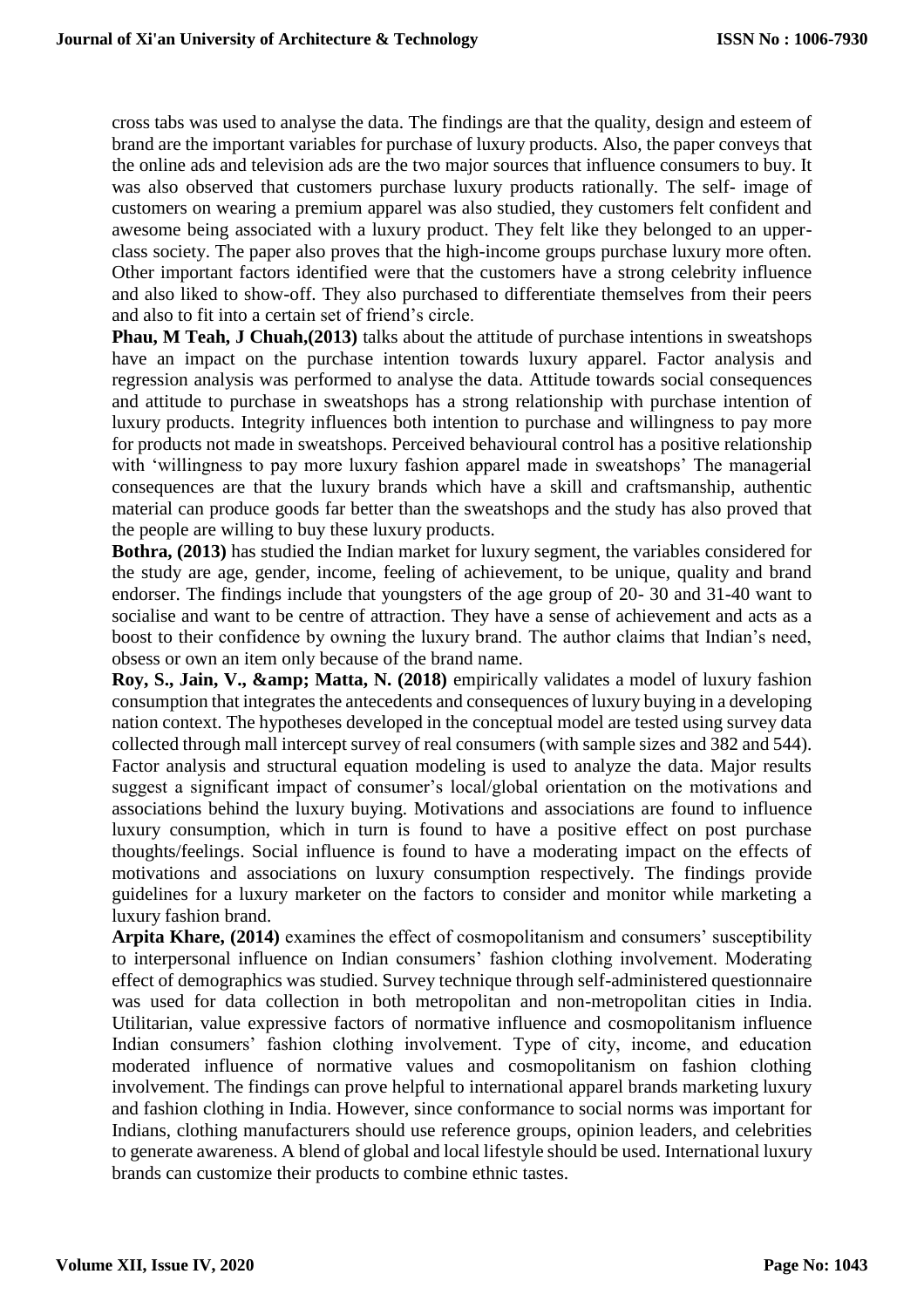cross tabs was used to analyse the data. The findings are that the quality, design and esteem of brand are the important variables for purchase of luxury products. Also, the paper conveys that the online ads and television ads are the two major sources that influence consumers to buy. It was also observed that customers purchase luxury products rationally. The self- image of customers on wearing a premium apparel was also studied, they customers felt confident and awesome being associated with a luxury product. They felt like they belonged to an upper-class society. The paper also proves that the high-income groups purchase luxury more often. Other important factors identified were that the customers have a strong celebrity influence and also liked to show-off. They also purchased to differentiate themselves from their peers and also to fit into a certain set of friend's circle.

**Phau, M Teah, J Chuah,(2013)** talks about the attitude of purchase intentions in sweatshops have an impact on the purchase intention towards luxury apparel. Factor analysis and regression analysis was performed to analyse the data. Attitude towards social consequences and attitude to purchase in sweatshops has a strong relationship with purchase intention of luxury products. Integrity influences both intention to purchase and willingness to pay more for products not made in sweatshops. Perceived behavioural control has a positive relationship with 'willingness to pay more luxury fashion apparel made in sweatshops' The managerial consequences are that the luxury brands which have a skill and craftsmanship, authentic material can produce goods far better than the sweatshops and the study has also proved that the people are willing to buy these luxury products.

**Bothra, (2013)** has studied the Indian market for luxury segment, the variables considered for the study are age, gender, income, feeling of achievement, to be unique, quality and brand endorser. The findings include that youngsters of the age group of 20- 30 and 31-40 want to socialise and want to be centre of attraction. They have a sense of achievement and acts as a boost to their confidence by owning the luxury brand. The author claims that Indian's need, obsess or own an item only because of the brand name.

**Roy, S., Jain, V., &amp; Matta, N. (2018)** empirically validates a model of luxury fashion consumption that integrates the antecedents and consequences of luxury buying in a developing nation context. The hypotheses developed in the conceptual model are tested using survey data collected through mall intercept survey of real consumers (with sample sizes and 382 and 544). Factor analysis and structural equation modeling is used to analyze the data. Major results suggest a significant impact of consumer's local/global orientation on the motivations and associations behind the luxury buying. Motivations and associations are found to influence luxury consumption, which in turn is found to have a positive effect on post purchase thoughts/feelings. Social influence is found to have a moderating impact on the effects of motivations and associations on luxury consumption respectively. The findings provide guidelines for a luxury marketer on the factors to consider and monitor while marketing a luxury fashion brand.

**Arpita Khare, (2014)** examines the effect of cosmopolitanism and consumers' susceptibility to interpersonal influence on Indian consumers' fashion clothing involvement. Moderating effect of demographics was studied. Survey technique through self-administered questionnaire was used for data collection in both metropolitan and non-metropolitan cities in India. Utilitarian, value expressive factors of normative influence and cosmopolitanism influence Indian consumers' fashion clothing involvement. Type of city, income, and education moderated influence of normative values and cosmopolitanism on fashion clothing involvement. The findings can prove helpful to international apparel brands marketing luxury and fashion clothing in India. However, since conformance to social norms was important for Indians, clothing manufacturers should use reference groups, opinion leaders, and celebrities to generate awareness. A blend of global and local lifestyle should be used. International luxury brands can customize their products to combine ethnic tastes.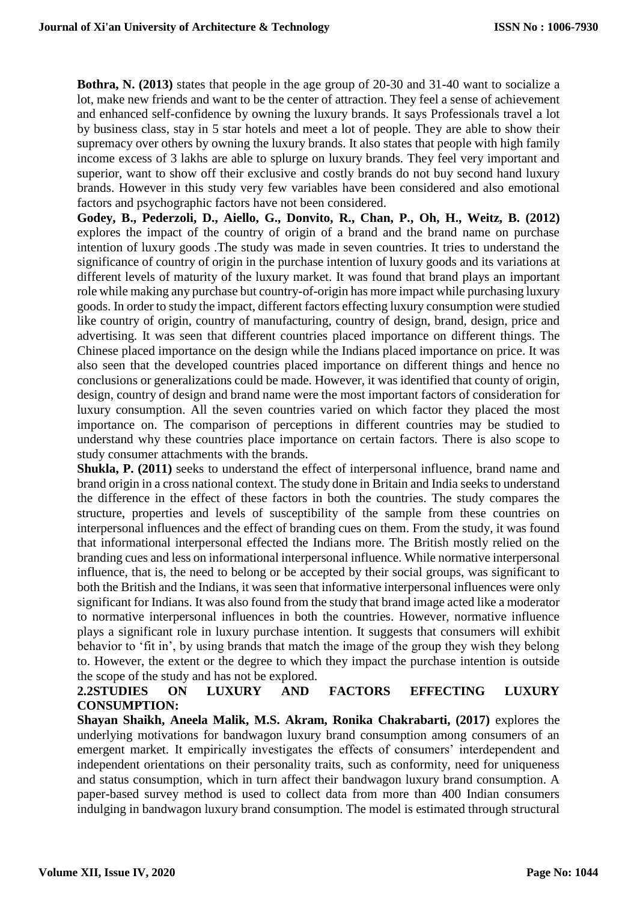**Bothra, N. (2013)** states that people in the age group of 20-30 and 31-40 want to socialize a lot, make new friends and want to be the center of attraction. They feel a sense of achievement and enhanced self-confidence by owning the luxury brands. It says Professionals travel a lot by business class, stay in 5 star hotels and meet a lot of people. They are able to show their supremacy over others by owning the luxury brands. It also states that people with high family income excess of 3 lakhs are able to splurge on luxury brands. They feel very important and superior, want to show off their exclusive and costly brands do not buy second hand luxury brands. However in this study very few variables have been considered and also emotional factors and psychographic factors have not been considered.

**Godey, B., Pederzoli, D., Aiello, G., Donvito, R., Chan, P., Oh, H., Weitz, B. (2012)** explores the impact of the country of origin of a brand and the brand name on purchase intention of luxury goods .The study was made in seven countries. It tries to understand the significance of country of origin in the purchase intention of luxury goods and its variations at different levels of maturity of the luxury market. It was found that brand plays an important role while making any purchase but country-of-origin has more impact while purchasing luxury goods. In order to study the impact, different factors effecting luxury consumption were studied like country of origin, country of manufacturing, country of design, brand, design, price and advertising. It was seen that different countries placed importance on different things. The Chinese placed importance on the design while the Indians placed importance on price. It was also seen that the developed countries placed importance on different things and hence no conclusions or generalizations could be made. However, it was identified that county of origin, design, country of design and brand name were the most important factors of consideration for luxury consumption. All the seven countries varied on which factor they placed the most importance on. The comparison of perceptions in different countries may be studied to understand why these countries place importance on certain factors. There is also scope to study consumer attachments with the brands.

**Shukla, P. (2011)** seeks to understand the effect of interpersonal influence, brand name and brand origin in a cross national context. The study done in Britain and India seeks to understand the difference in the effect of these factors in both the countries. The study compares the structure, properties and levels of susceptibility of the sample from these countries on interpersonal influences and the effect of branding cues on them. From the study, it was found that informational interpersonal effected the Indians more. The British mostly relied on the branding cues and less on informational interpersonal influence. While normative interpersonal influence, that is, the need to belong or be accepted by their social groups, was significant to both the British and the Indians, it was seen that informative interpersonal influences were only significant for Indians. It was also found from the study that brand image acted like a moderator to normative interpersonal influences in both the countries. However, normative influence plays a significant role in luxury purchase intention. It suggests that consumers will exhibit behavior to 'fit in', by using brands that match the image of the group they wish they belong to. However, the extent or the degree to which they impact the purchase intention is outside the scope of the study and has not be explored.

## 2.2STUDIES ON LUXURY AND FACTORS EFFECTING LUXURY CONSUMPTION:

**Shayan Shaikh, Aneela Malik, M.S. Akram, Ronika Chakrabarti, (2017)** explores the underlying motivations for bandwagon luxury brand consumption among consumers of an emergent market. It empirically investigates the effects of consumers' interdependent and independent orientations on their personality traits, such as conformity, need for uniqueness and status consumption, which in turn affect their bandwagon luxury brand consumption. A paper-based survey method is used to collect data from more than 400 Indian consumers indulging in bandwagon luxury brand consumption. The model is estimated through structural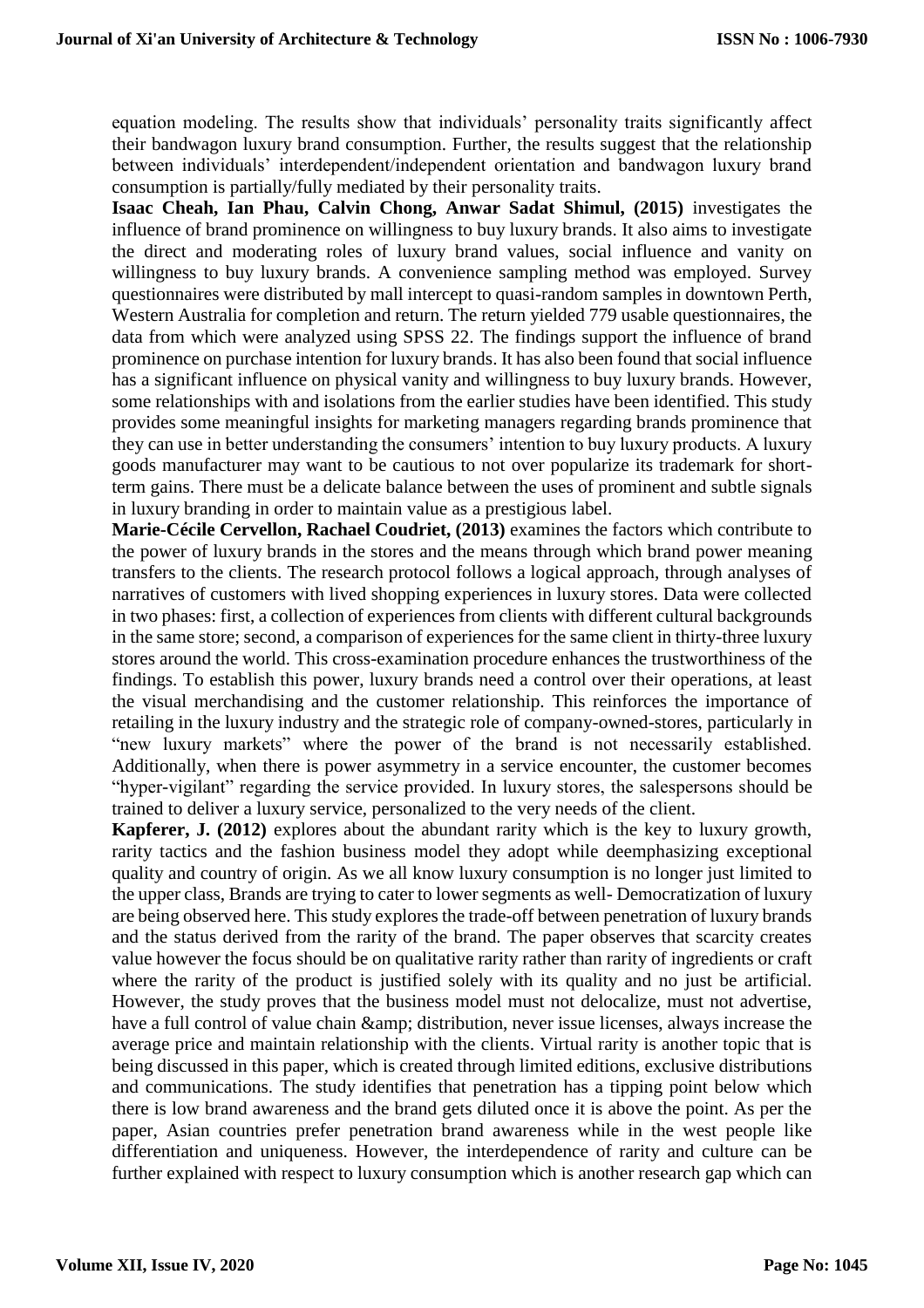equation modeling. The results show that individuals' personality traits significantly affect their bandwagon luxury brand consumption. Further, the results suggest that the relationship between individuals' interdependent/independent orientation and bandwagon luxury brand consumption is partially/fully mediated by their personality traits.

**Isaac Cheah, Ian Phau, Calvin Chong, Anwar Sadat Shimul, (2015)** investigates the influence of brand prominence on willingness to buy luxury brands. It also aims to investigate the direct and moderating roles of luxury brand values, social influence and vanity on willingness to buy luxury brands. A convenience sampling method was employed. Survey questionnaires were distributed by mall intercept to quasi-random samples in downtown Perth, Western Australia for completion and return. The return yielded 779 usable questionnaires, the data from which were analyzed using SPSS 22. The findings support the influence of brand prominence on purchase intention for luxury brands. It has also been found that social influence has a significant influence on physical vanity and willingness to buy luxury brands. However, some relationships with and isolations from the earlier studies have been identified. This study provides some meaningful insights for marketing managers regarding brands prominence that they can use in better understanding the consumers' intention to buy luxury products. A luxury goods manufacturer may want to be cautious to not over popularize its trademark for short-term gains. There must be a delicate balance between the uses of prominent and subtle signals in luxury branding in order to maintain value as a prestigious label.

**Marie-Cécile Cervellon, Rachael Coudriet, (2013)** examines the factors which contribute to the power of luxury brands in the stores and the means through which brand power meaning transfers to the clients. The research protocol follows a logical approach, through analyses of narratives of customers with lived shopping experiences in luxury stores. Data were collected in two phases: first, a collection of experiences from clients with different cultural backgrounds in the same store; second, a comparison of experiences for the same client in thirty-three luxury stores around the world. This cross-examination procedure enhances the trustworthiness of the findings. To establish this power, luxury brands need a control over their operations, at least the visual merchandising and the customer relationship. This reinforces the importance of retailing in the luxury industry and the strategic role of company-owned-stores, particularly in "new luxury markets" where the power of the brand is not necessarily established. Additionally, when there is power asymmetry in a service encounter, the customer becomes "hyper-vigilant" regarding the service provided. In luxury stores, the salespersons should be trained to deliver a luxury service, personalized to the very needs of the client.

**Kapferer, J. (2012)** explores about the abundant rarity which is the key to luxury growth, rarity tactics and the fashion business model they adopt while deemphasizing exceptional quality and country of origin. As we all know luxury consumption is no longer just limited to the upper class, Brands are trying to cater to lower segments as well- Democratization of luxury are being observed here. This study explores the trade-off between penetration of luxury brands and the status derived from the rarity of the brand. The paper observes that scarcity creates value however the focus should be on qualitative rarity rather than rarity of ingredients or craft where the rarity of the product is justified solely with its quality and no just be artificial. However, the study proves that the business model must not delocalize, must not advertise, have a full control of value chain &amp; distribution, never issue licenses, always increase the average price and maintain relationship with the clients. Virtual rarity is another topic that is being discussed in this paper, which is created through limited editions, exclusive distributions and communications. The study identifies that penetration has a tipping point below which there is low brand awareness and the brand gets diluted once it is above the point. As per the paper, Asian countries prefer penetration brand awareness while in the west people like differentiation and uniqueness. However, the interdependence of rarity and culture can be further explained with respect to luxury consumption which is another research gap which can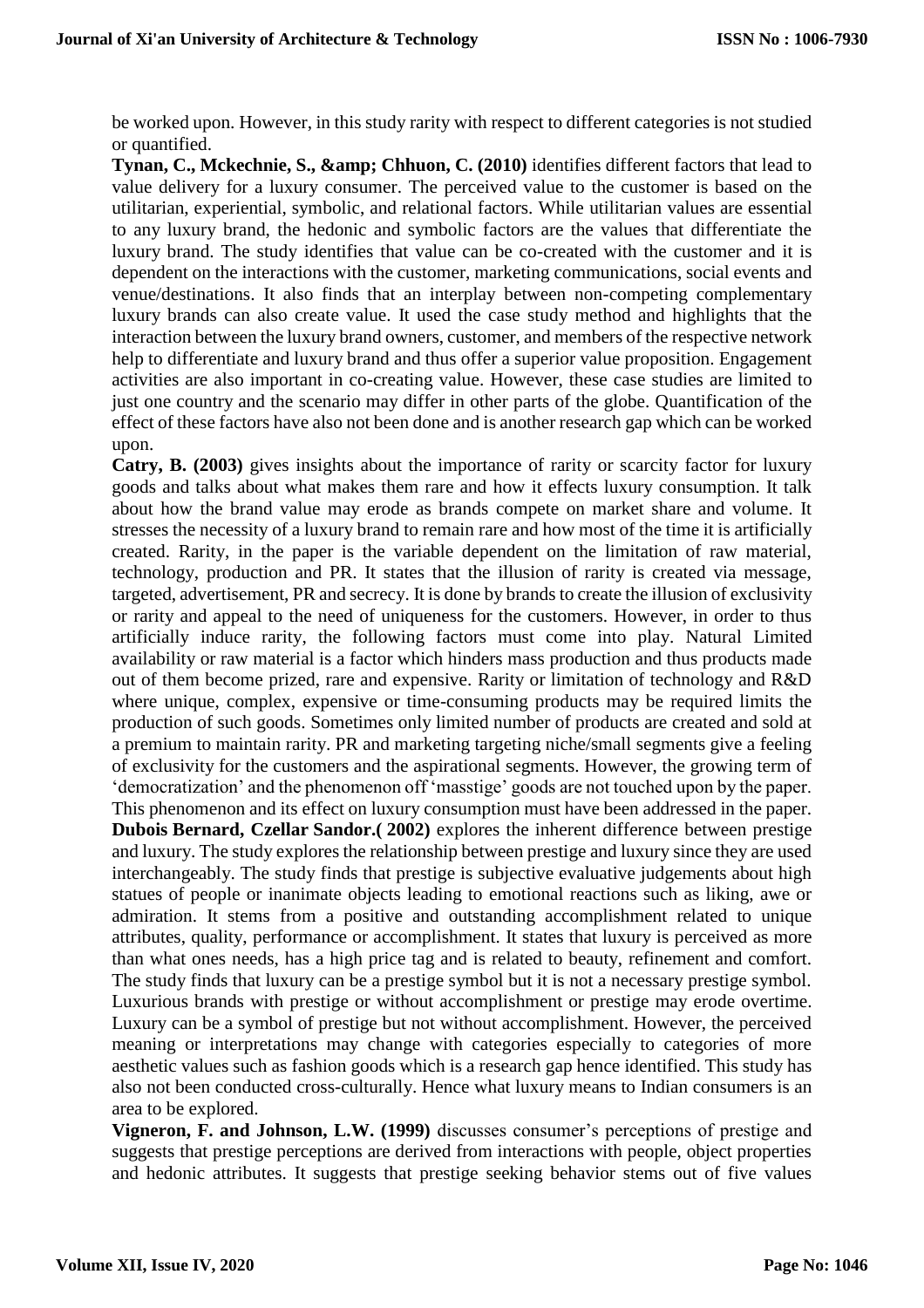be worked upon. However, in this study rarity with respect to different categories is not studied or quantified.

**Tynan, C., Mckechnie, S., &amp; Chhuon, C. (2010)** identifies different factors that lead to value delivery for a luxury consumer. The perceived value to the customer is based on the utilitarian, experiential, symbolic, and relational factors. While utilitarian values are essential to any luxury brand, the hedonic and symbolic factors are the values that differentiate the luxury brand. The study identifies that value can be co-created with the customer and it is dependent on the interactions with the customer, marketing communications, social events and venue/destinations. It also finds that an interplay between non-competing complementary luxury brands can also create value. It used the case study method and highlights that the interaction between the luxury brand owners, customer, and members of the respective network help to differentiate and luxury brand and thus offer a superior value proposition. Engagement activities are also important in co-creating value. However, these case studies are limited to just one country and the scenario may differ in other parts of the globe. Quantification of the effect of these factors have also not been done and is another research gap which can be worked upon.

**Catry, B. (2003)** gives insights about the importance of rarity or scarcity factor for luxury goods and talks about what makes them rare and how it effects luxury consumption. It talk about how the brand value may erode as brands compete on market share and volume. It stresses the necessity of a luxury brand to remain rare and how most of the time it is artificially created. Rarity, in the paper is the variable dependent on the limitation of raw material, technology, production and PR. It states that the illusion of rarity is created via message, targeted, advertisement, PR and secrecy. It is done by brands to create the illusion of exclusivity or rarity and appeal to the need of uniqueness for the customers. However, in order to thus artificially induce rarity, the following factors must come into play. Natural Limited availability or raw material is a factor which hinders mass production and thus products made out of them become prized, rare and expensive. Rarity or limitation of technology and R&D where unique, complex, expensive or time-consuming products may be required limits the production of such goods. Sometimes only limited number of products are created and sold at a premium to maintain rarity. PR and marketing targeting niche/small segments give a feeling of exclusivity for the customers and the aspirational segments. However, the growing term of 'democratization' and the phenomenon off 'masstige' goods are not touched upon by the paper. This phenomenon and its effect on luxury consumption must have been addressed in the paper.

**Dubois Bernard, Czellar Sandor.( 2002)** explores the inherent difference between prestige and luxury. The study explores the relationship between prestige and luxury since they are used interchangeably. The study finds that prestige is subjective evaluative judgements about high statues of people or inanimate objects leading to emotional reactions such as liking, awe or admiration. It stems from a positive and outstanding accomplishment related to unique attributes, quality, performance or accomplishment. It states that luxury is perceived as more than what ones needs, has a high price tag and is related to beauty, refinement and comfort. The study finds that luxury can be a prestige symbol but it is not a necessary prestige symbol. Luxurious brands with prestige or without accomplishment or prestige may erode overtime. Luxury can be a symbol of prestige but not without accomplishment. However, the perceived meaning or interpretations may change with categories especially to categories of more aesthetic values such as fashion goods which is a research gap hence identified. This study has also not been conducted cross-culturally. Hence what luxury means to Indian consumers is an area to be explored.

**Vigneron, F. and Johnson, L.W. (1999)** discusses consumer's perceptions of prestige and suggests that prestige perceptions are derived from interactions with people, object properties and hedonic attributes. It suggests that prestige seeking behavior stems out of five values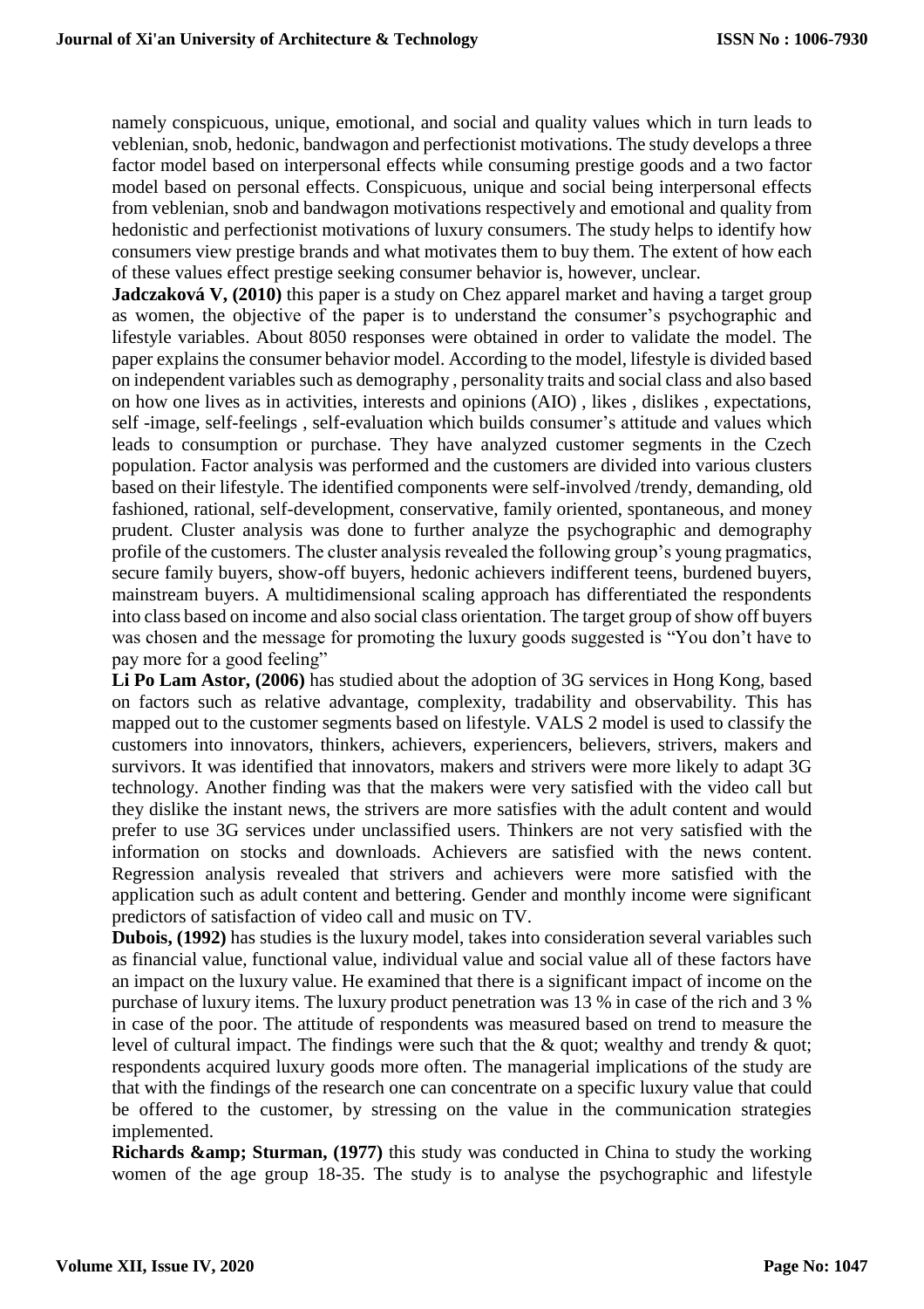namely conspicuous, unique, emotional, and social and quality values which in turn leads to veblenian, snob, hedonic, bandwagon and perfectionist motivations. The study develops a three factor model based on interpersonal effects while consuming prestige goods and a two factor model based on personal effects. Conspicuous, unique and social being interpersonal effects from veblenian, snob and bandwagon motivations respectively and emotional and quality from hedonistic and perfectionist motivations of luxury consumers. The study helps to identify how consumers view prestige brands and what motivates them to buy them. The extent of how each of these values effect prestige seeking consumer behavior is, however, unclear.

**Jadczaková V, (2010)** this paper is a study on Chez apparel market and having a target group as women, the objective of the paper is to understand the consumer's psychographic and lifestyle variables. About 8050 responses were obtained in order to validate the model. The paper explains the consumer behavior model. According to the model, lifestyle is divided based on independent variables such as demography , personality traits and social class and also based on how one lives as in activities, interests and opinions (AIO) , likes , dislikes , expectations, self -image, self-feelings , self-evaluation which builds consumer's attitude and values which leads to consumption or purchase. They have analyzed customer segments in the Czech population. Factor analysis was performed and the customers are divided into various clusters based on their lifestyle. The identified components were self-involved /trendy, demanding, old fashioned, rational, self-development, conservative, family oriented, spontaneous, and money prudent. Cluster analysis was done to further analyze the psychographic and demography profile of the customers. The cluster analysis revealed the following group's young pragmatics, secure family buyers, show-off buyers, hedonic achievers indifferent teens, burdened buyers, mainstream buyers. A multidimensional scaling approach has differentiated the respondents into class based on income and also social class orientation. The target group of show off buyers was chosen and the message for promoting the luxury goods suggested is "You don't have to pay more for a good feeling"

**Li Po Lam Astor, (2006)** has studied about the adoption of 3G services in Hong Kong, based on factors such as relative advantage, complexity, tradability and observability. This has mapped out to the customer segments based on lifestyle. VALS 2 model is used to classify the customers into innovators, thinkers, achievers, experiencers, believers, strivers, makers and survivors. It was identified that innovators, makers and strivers were more likely to adapt 3G technology. Another finding was that the makers were very satisfied with the video call but they dislike the instant news, the strivers are more satisfies with the adult content and would prefer to use 3G services under unclassified users. Thinkers are not very satisfied with the information on stocks and downloads. Achievers are satisfied with the news content. Regression analysis revealed that strivers and achievers were more satisfied with the application such as adult content and bettering. Gender and monthly income were significant predictors of satisfaction of video call and music on TV.

**Dubois, (1992)** has studies is the luxury model, takes into consideration several variables such as financial value, functional value, individual value and social value all of these factors have an impact on the luxury value. He examined that there is a significant impact of income on the purchase of luxury items. The luxury product penetration was 13 % in case of the rich and 3 % in case of the poor. The attitude of respondents was measured based on trend to measure the level of cultural impact. The findings were such that the & quot; wealthy and trendy & quot; respondents acquired luxury goods more often. The managerial implications of the study are that with the findings of the research one can concentrate on a specific luxury value that could be offered to the customer, by stressing on the value in the communication strategies implemented.

**Richards &amp; Sturman, (1977)** this study was conducted in China to study the working women of the age group 18-35. The study is to analyse the psychographic and lifestyle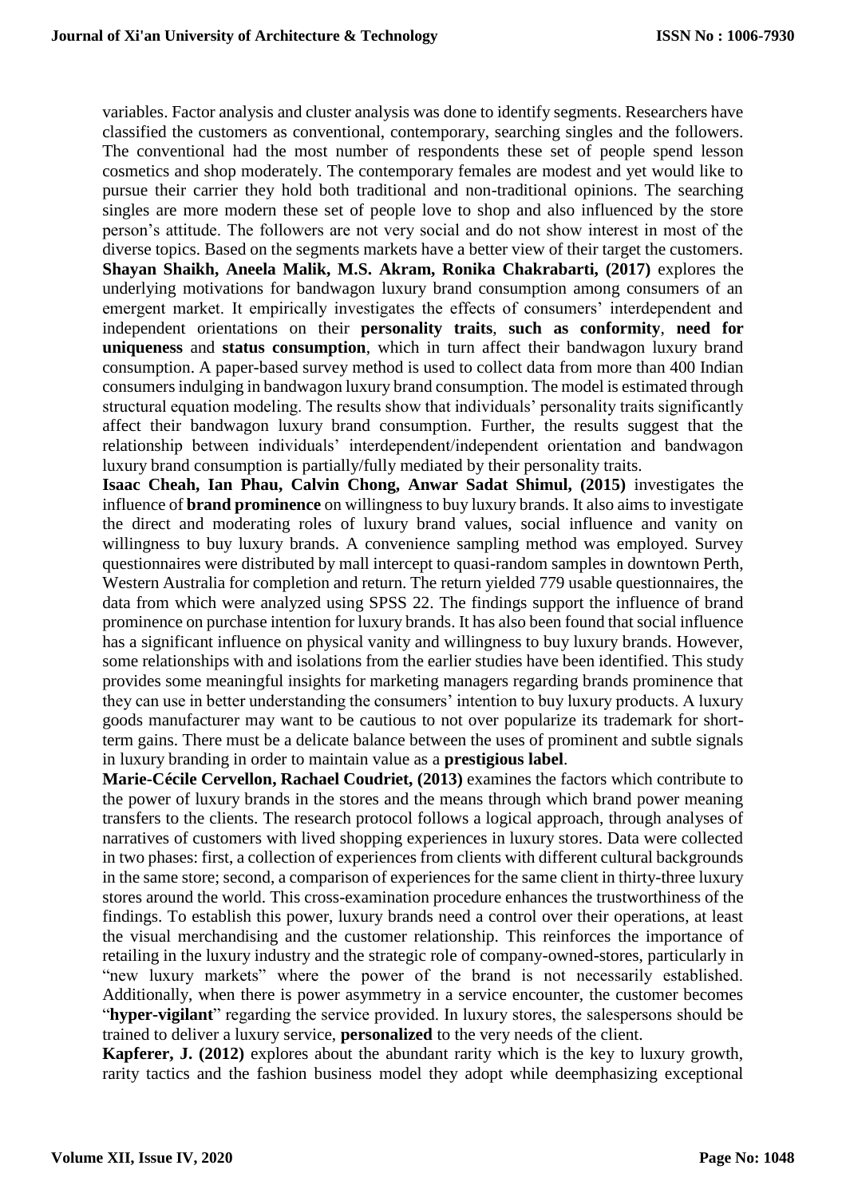variables. Factor analysis and cluster analysis was done to identify segments. Researchers have classified the customers as conventional, contemporary, searching singles and the followers. The conventional had the most number of respondents these set of people spend lesson cosmetics and shop moderately. The contemporary females are modest and yet would like to pursue their carrier they hold both traditional and non-traditional opinions. The searching singles are more modern these set of people love to shop and also influenced by the store person's attitude. The followers are not very social and do not show interest in most of the diverse topics. Based on the segments markets have a better view of their target the customers.

**Shayan Shaikh, Aneela Malik, M.S. Akram, Ronika Chakrabarti, (2017)** explores the underlying motivations for bandwagon luxury brand consumption among consumers of an emergent market. It empirically investigates the effects of consumers' interdependent and independent orientations on their **personality traits**, **such as conformity**, **need for uniqueness** and **status consumption**, which in turn affect their bandwagon luxury brand consumption. A paper-based survey method is used to collect data from more than 400 Indian consumers indulging in bandwagon luxury brand consumption. The model is estimated through structural equation modeling. The results show that individuals' personality traits significantly affect their bandwagon luxury brand consumption. Further, the results suggest that the relationship between individuals' interdependent/independent orientation and bandwagon luxury brand consumption is partially/fully mediated by their personality traits.

**Isaac Cheah, Ian Phau, Calvin Chong, Anwar Sadat Shimul, (2015)** investigates the influence of **brand prominence** on willingness to buy luxury brands. It also aims to investigate the direct and moderating roles of luxury brand values, social influence and vanity on willingness to buy luxury brands. A convenience sampling method was employed. Survey questionnaires were distributed by mall intercept to quasi-random samples in downtown Perth, Western Australia for completion and return. The return yielded 779 usable questionnaires, the data from which were analyzed using SPSS 22. The findings support the influence of brand prominence on purchase intention for luxury brands. It has also been found that social influence has a significant influence on physical vanity and willingness to buy luxury brands. However, some relationships with and isolations from the earlier studies have been identified. This study provides some meaningful insights for marketing managers regarding brands prominence that they can use in better understanding the consumers' intention to buy luxury products. A luxury goods manufacturer may want to be cautious to not over popularize its trademark for short-term gains. There must be a delicate balance between the uses of prominent and subtle signals in luxury branding in order to maintain value as a **prestigious label**.

**Marie-Cécile Cervellon, Rachael Coudriet, (2013)** examines the factors which contribute to the power of luxury brands in the stores and the means through which brand power meaning transfers to the clients. The research protocol follows a logical approach, through analyses of narratives of customers with lived shopping experiences in luxury stores. Data were collected in two phases: first, a collection of experiences from clients with different cultural backgrounds in the same store; second, a comparison of experiences for the same client in thirty-three luxury stores around the world. This cross-examination procedure enhances the trustworthiness of the findings. To establish this power, luxury brands need a control over their operations, at least the visual merchandising and the customer relationship. This reinforces the importance of retailing in the luxury industry and the strategic role of company-owned-stores, particularly in "new luxury markets" where the power of the brand is not necessarily established. Additionally, when there is power asymmetry in a service encounter, the customer becomes "**hyper-vigilant**" regarding the service provided. In luxury stores, the salespersons should be trained to deliver a luxury service, **personalized** to the very needs of the client.

**Kapferer, J. (2012)** explores about the abundant rarity which is the key to luxury growth, rarity tactics and the fashion business model they adopt while deemphasizing exceptional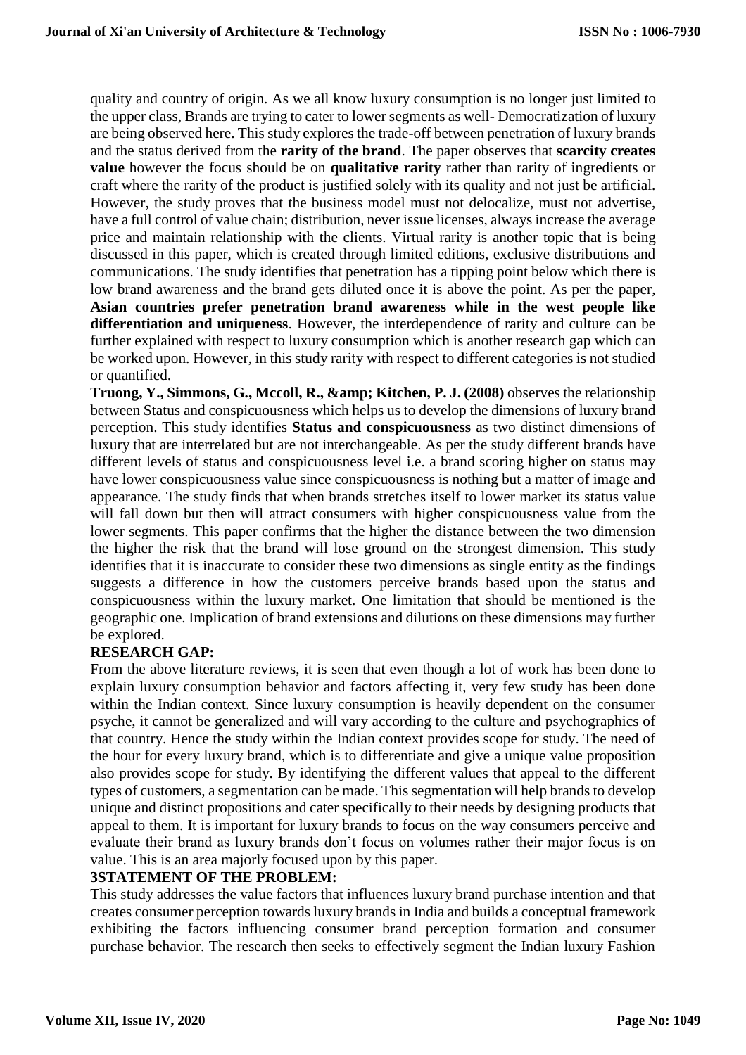quality and country of origin. As we all know luxury consumption is no longer just limited to the upper class, Brands are trying to cater to lower segments as well- Democratization of luxury are being observed here. This study explores the trade-off between penetration of luxury brands and the status derived from the **rarity of the brand**. The paper observes that **scarcity creates value** however the focus should be on **qualitative rarity** rather than rarity of ingredients or craft where the rarity of the product is justified solely with its quality and not just be artificial. However, the study proves that the business model must not delocalize, must not advertise, have a full control of value chain; distribution, never issue licenses, always increase the average price and maintain relationship with the clients. Virtual rarity is another topic that is being discussed in this paper, which is created through limited editions, exclusive distributions and communications. The study identifies that penetration has a tipping point below which there is low brand awareness and the brand gets diluted once it is above the point. As per the paper, **Asian countries prefer penetration brand awareness while in the west people like differentiation and uniqueness**. However, the interdependence of rarity and culture can be further explained with respect to luxury consumption which is another research gap which can be worked upon. However, in this study rarity with respect to different categories is not studied or quantified.

**Truong, Y., Simmons, G., Mccoll, R., &amp; Kitchen, P. J. (2008)** observes the relationship between Status and conspicuousness which helps us to develop the dimensions of luxury brand perception. This study identifies **Status and conspicuousness** as two distinct dimensions of luxury that are interrelated but are not interchangeable. As per the study different brands have different levels of status and conspicuousness level i.e. a brand scoring higher on status may have lower conspicuousness value since conspicuousness is nothing but a matter of image and appearance. The study finds that when brands stretches itself to lower market its status value will fall down but then will attract consumers with higher conspicuousness value from the lower segments. This paper confirms that the higher the distance between the two dimension the higher the risk that the brand will lose ground on the strongest dimension. This study identifies that it is inaccurate to consider these two dimensions as single entity as the findings suggests a difference in how the customers perceive brands based upon the status and conspicuousness within the luxury market. One limitation that should be mentioned is the geographic one. Implication of brand extensions and dilutions on these dimensions may further be explored.

**RESEARCH GAP:**

From the above literature reviews, it is seen that even though a lot of work has been done to explain luxury consumption behavior and factors affecting it, very few study has been done within the Indian context. Since luxury consumption is heavily dependent on the consumer psyche, it cannot be generalized and will vary according to the culture and psychographics of that country. Hence the study within the Indian context provides scope for study. The need of the hour for every luxury brand, which is to differentiate and give a unique value proposition also provides scope for study. By identifying the different values that appeal to the different types of customers, a segmentation can be made. This segmentation will help brands to develop unique and distinct propositions and cater specifically to their needs by designing products that appeal to them. It is important for luxury brands to focus on the way consumers perceive and evaluate their brand as luxury brands don't focus on volumes rather their major focus is on value. This is an area majorly focused upon by this paper.

**3STATEMENT OF THE PROBLEM:**

This study addresses the value factors that influences luxury brand purchase intention and that creates consumer perception towards luxury brands in India and builds a conceptual framework exhibiting the factors influencing consumer brand perception formation and consumer purchase behavior. The research then seeks to effectively segment the Indian luxury Fashion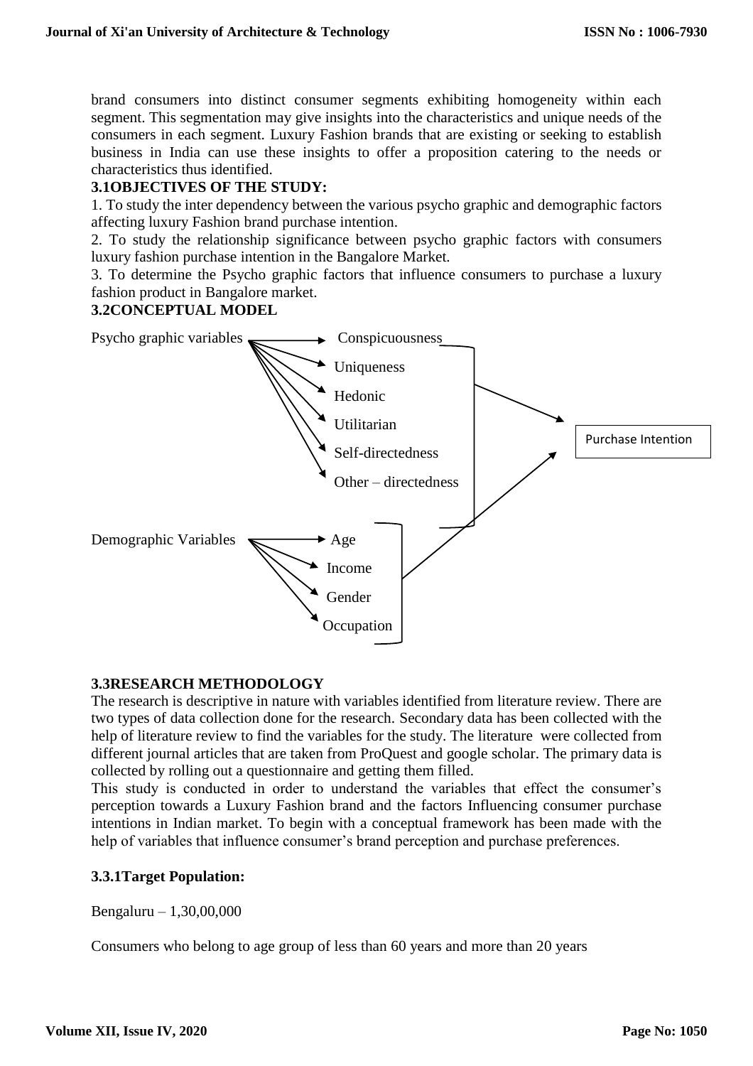brand consumers into distinct consumer segments exhibiting homogeneity within each segment. This segmentation may give insights into the characteristics and unique needs of the consumers in each segment. Luxury Fashion brands that are existing or seeking to establish business in India can use these insights to offer a proposition catering to the needs or characteristics thus identified.

### 3.1OBJECTIVES OF THE STUDY:

1. To study the inter dependency between the various psycho graphic and demographic factors affecting luxury Fashion brand purchase intention.
2. To study the relationship significance between psycho graphic factors with consumers luxury fashion purchase intention in the Bangalore Market.
3. To determine the Psycho graphic factors that influence consumers to purchase a luxury fashion product in Bangalore market.

### 3.2CONCEPTUAL MODEL

Psycho graphic variables → Conspicuousness, Uniqueness, Hedonic, Utilitarian, Self-directedness, Other – directedness → Purchase Intention

Demographic Variables → Age, Income, Gender, Occupation → Purchase Intention

### 3.3RESEARCH METHODOLOGY

The research is descriptive in nature with variables identified from literature review. There are two types of data collection done for the research. Secondary data has been collected with the help of literature review to find the variables for the study. The literature were collected from different journal articles that are taken from ProQuest and google scholar. The primary data is collected by rolling out a questionnaire and getting them filled.

This study is conducted in order to understand the variables that effect the consumer's perception towards a Luxury Fashion brand and the factors Influencing consumer purchase intentions in Indian market. To begin with a conceptual framework has been made with the help of variables that influence consumer's brand perception and purchase preferences.

#### 3.3.1Target Population:

Bengaluru – 1,30,00,000

Consumers who belong to age group of less than 60 years and more than 20 years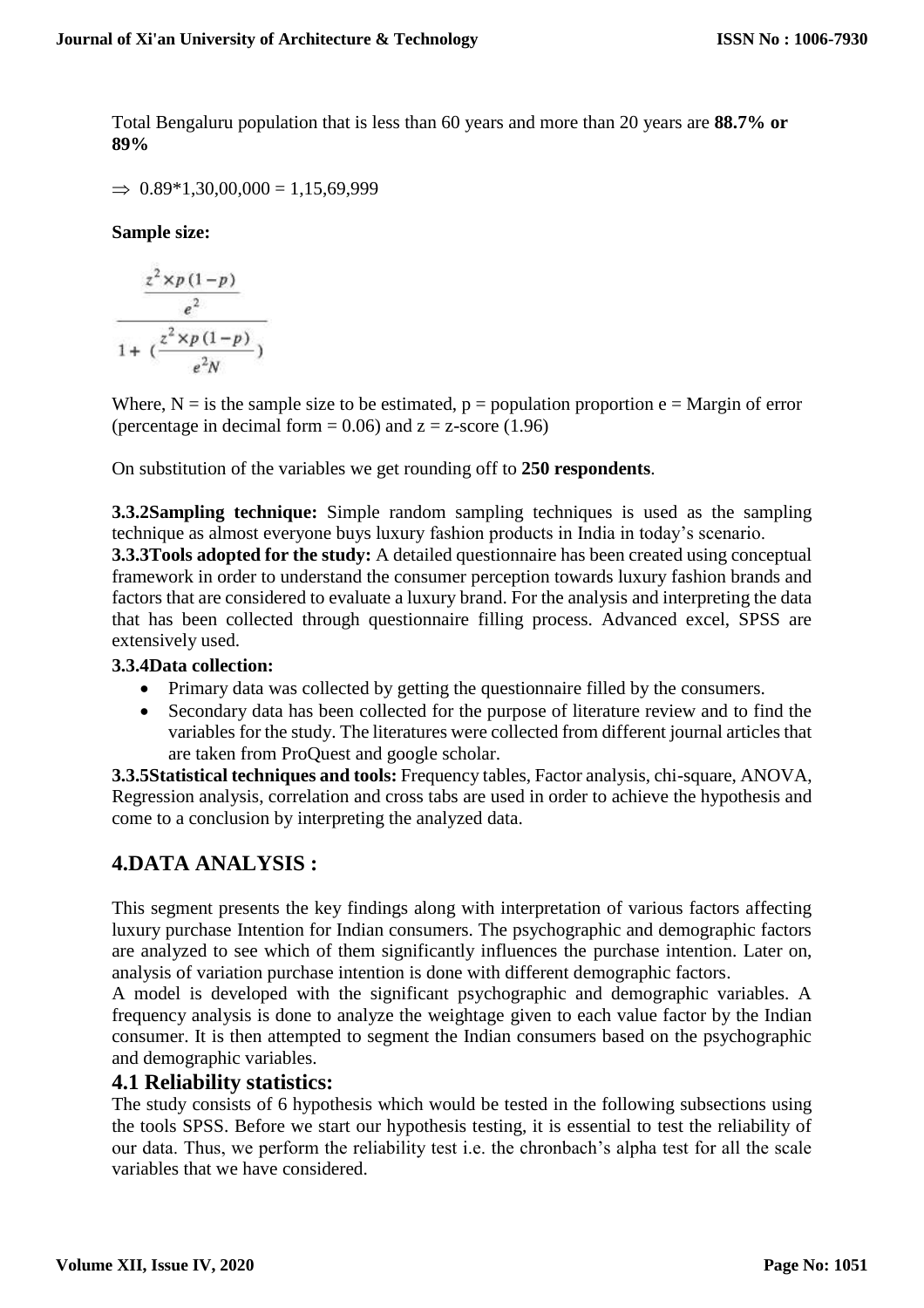Total Bengaluru population that is less than 60 years and more than 20 years are **88.7% or 89%**

$\Rightarrow$ 0.89*1,30,00,000 = 1,15,69,999

**Sample size:**

$$\frac{\frac{z^2 \times p(1-p)}{e^2}}{1 + \left(\frac{z^2 \times p(1-p)}{e^2 N}\right)}$$

Where, N = is the sample size to be estimated, p = population proportion e = Margin of error (percentage in decimal form = 0.06) and z = z-score (1.96)

On substitution of the variables we get rounding off to **250 respondents**.

**3.3.2Sampling technique:** Simple random sampling techniques is used as the sampling technique as almost everyone buys luxury fashion products in India in today's scenario.

**3.3.3Tools adopted for the study:** A detailed questionnaire has been created using conceptual framework in order to understand the consumer perception towards luxury fashion brands and factors that are considered to evaluate a luxury brand. For the analysis and interpreting the data that has been collected through questionnaire filling process. Advanced excel, SPSS are extensively used.

**3.3.4Data collection:**

- Primary data was collected by getting the questionnaire filled by the consumers.
- Secondary data has been collected for the purpose of literature review and to find the variables for the study. The literatures were collected from different journal articles that are taken from ProQuest and google scholar.

**3.3.5Statistical techniques and tools:** Frequency tables, Factor analysis, chi-square, ANOVA, Regression analysis, correlation and cross tabs are used in order to achieve the hypothesis and come to a conclusion by interpreting the analyzed data.

## 4.DATA ANALYSIS :

This segment presents the key findings along with interpretation of various factors affecting luxury purchase Intention for Indian consumers. The psychographic and demographic factors are analyzed to see which of them significantly influences the purchase intention. Later on, analysis of variation purchase intention is done with different demographic factors.

A model is developed with the significant psychographic and demographic variables. A frequency analysis is done to analyze the weightage given to each value factor by the Indian consumer. It is then attempted to segment the Indian consumers based on the psychographic and demographic variables.

### 4.1 Reliability statistics:

The study consists of 6 hypothesis which would be tested in the following subsections using the tools SPSS. Before we start our hypothesis testing, it is essential to test the reliability of our data. Thus, we perform the reliability test i.e. the chronbach's alpha test for all the scale variables that we have considered.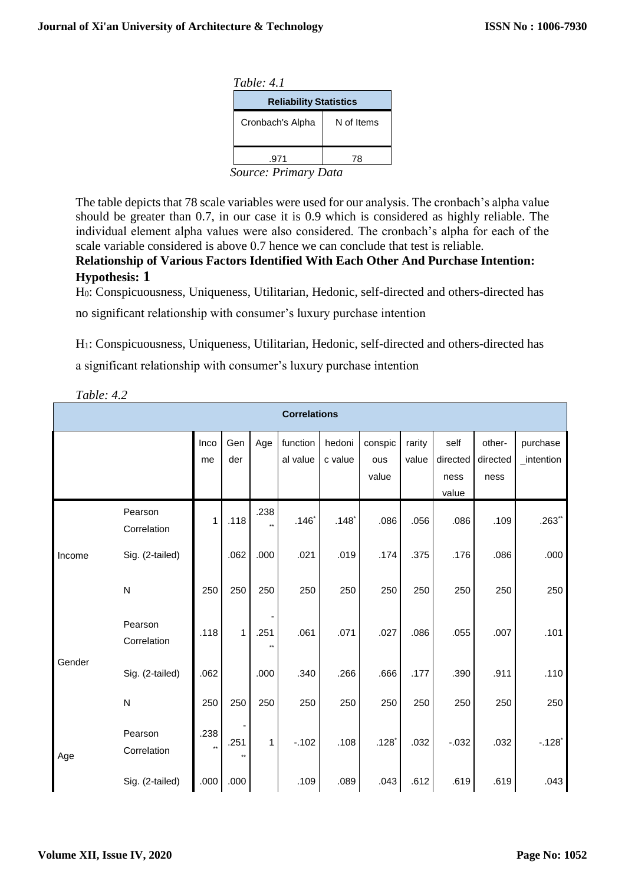*Table: 4.1*

| Reliability Statistics | |
|---|---|
| Cronbach's Alpha | N of Items |
| .971 | 78 |

*Source: Primary Data*

The table depicts that 78 scale variables were used for our analysis. The cronbach's alpha value should be greater than 0.7, in our case it is 0.9 which is considered as highly reliable. The individual element alpha values were also considered. The cronbach's alpha for each of the scale variable considered is above 0.7 hence we can conclude that test is reliable.

**Relationship of Various Factors Identified With Each Other And Purchase Intention:**

**Hypothesis: 1**

$H_0$: Conspicuousness, Uniqueness, Utilitarian, Hedonic, self-directed and others-directed has no significant relationship with consumer's luxury purchase intention

$H_1$: Conspicuousness, Uniqueness, Utilitarian, Hedonic, self-directed and others-directed has a significant relationship with consumer's luxury purchase intention

*Table: 4.2*

| Correlations | | | | | | | | | | | |
|---|---|---|---|---|---|---|---|---|---|---|---|
| | | Income | Gender | Age | functional value | hedonic value | conspicuous value | rarity value | self directedness value | other-directedness | purchase_intention |
| Income | Pearson Correlation | 1 | .118 | .238** | .146* | .148* | .086 | .056 | .086 | .109 | .263** |
| | Sig. (2-tailed) | | .062 | .000 | .021 | .019 | .174 | .375 | .176 | .086 | .000 |
| | N | 250 | 250 | 250 | 250 | 250 | 250 | 250 | 250 | 250 | 250 |
| Gender | Pearson Correlation | .118 | 1 | -.251** | .061 | .071 | .027 | .086 | .055 | .007 | .101 |
| | Sig. (2-tailed) | .062 | | .000 | .340 | .266 | .666 | .177 | .390 | .911 | .110 |
| | N | 250 | 250 | 250 | 250 | 250 | 250 | 250 | 250 | 250 | 250 |
| Age | Pearson Correlation | .238** | -.251** | 1 | -.102 | .108 | .128* | .032 | -.032 | .032 | -.128* |
| | Sig. (2-tailed) | .000 | .000 | | .109 | .089 | .043 | .612 | .619 | .619 | .043 |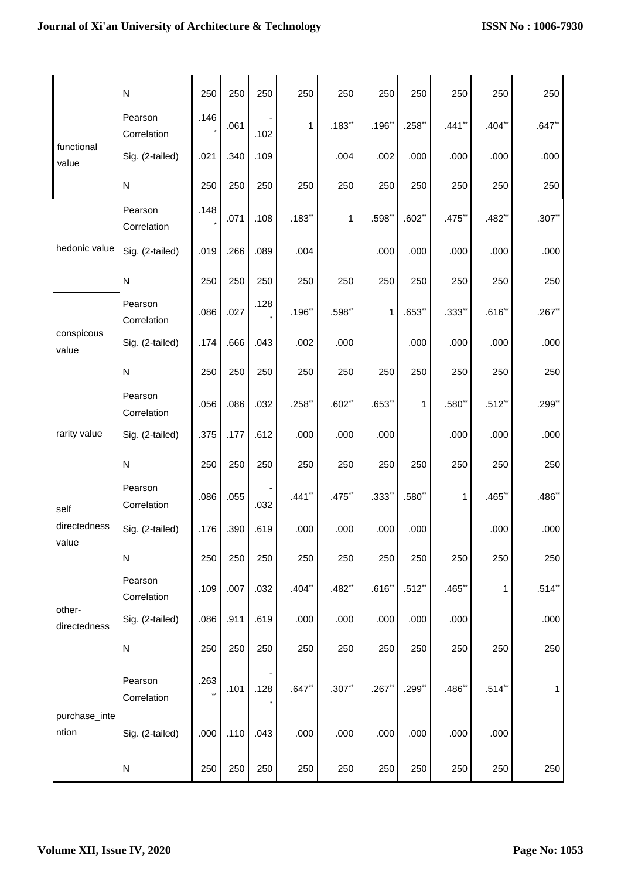| | | | | | | | | | | | |
|---|---|---|---|---|---|---|---|---|---|---|---|
| | N | 250 | 250 | 250 | 250 | 250 | 250 | 250 | 250 | 250 | 250 |
| functional value | Pearson Correlation | .146* | .061 | -.102 | 1 | .183** | .196** | .258** | .441** | .404** | .647** |
| | Sig. (2-tailed) | .021 | .340 | .109 | | .004 | .002 | .000 | .000 | .000 | .000 |
| | N | 250 | 250 | 250 | 250 | 250 | 250 | 250 | 250 | 250 | 250 |
| hedonic value | Pearson Correlation | .148* | .071 | .108 | .183** | 1 | .598** | .602** | .475** | .482** | .307** |
| | Sig. (2-tailed) | .019 | .266 | .089 | .004 | | .000 | .000 | .000 | .000 | .000 |
| | N | 250 | 250 | 250 | 250 | 250 | 250 | 250 | 250 | 250 | 250 |
| conspicous value | Pearson Correlation | .086 | .027 | .128* | .196** | .598** | 1 | .653** | .333** | .616** | .267** |
| | Sig. (2-tailed) | .174 | .666 | .043 | .002 | .000 | | .000 | .000 | .000 | .000 |
| | N | 250 | 250 | 250 | 250 | 250 | 250 | 250 | 250 | 250 | 250 |
| rarity value | Pearson Correlation | .056 | .086 | .032 | .258** | .602** | .653** | 1 | .580** | .512** | .299** |
| | Sig. (2-tailed) | .375 | .177 | .612 | .000 | .000 | .000 | | .000 | .000 | .000 |
| | N | 250 | 250 | 250 | 250 | 250 | 250 | 250 | 250 | 250 | 250 |
| self directedness value | Pearson Correlation | .086 | .055 | -.032 | .441** | .475** | .333** | .580** | 1 | .465** | .486** |
| | Sig. (2-tailed) | .176 | .390 | .619 | .000 | .000 | .000 | .000 | | .000 | .000 |
| | N | 250 | 250 | 250 | 250 | 250 | 250 | 250 | 250 | 250 | 250 |
| other-directedness | Pearson Correlation | .109 | .007 | .032 | .404** | .482** | .616** | .512** | .465** | 1 | .514** |
| | Sig. (2-tailed) | .086 | .911 | .619 | .000 | .000 | .000 | .000 | .000 | | .000 |
| | N | 250 | 250 | 250 | 250 | 250 | 250 | 250 | 250 | 250 | 250 |
| purchase_intention | Pearson Correlation | .263** | .101 | -.128* | .647** | .307** | .267** | .299** | .486** | .514** | 1 |
| | Sig. (2-tailed) | .000 | .110 | .043 | .000 | .000 | .000 | .000 | .000 | .000 | |
| | N | 250 | 250 | 250 | 250 | 250 | 250 | 250 | 250 | 250 | 250 |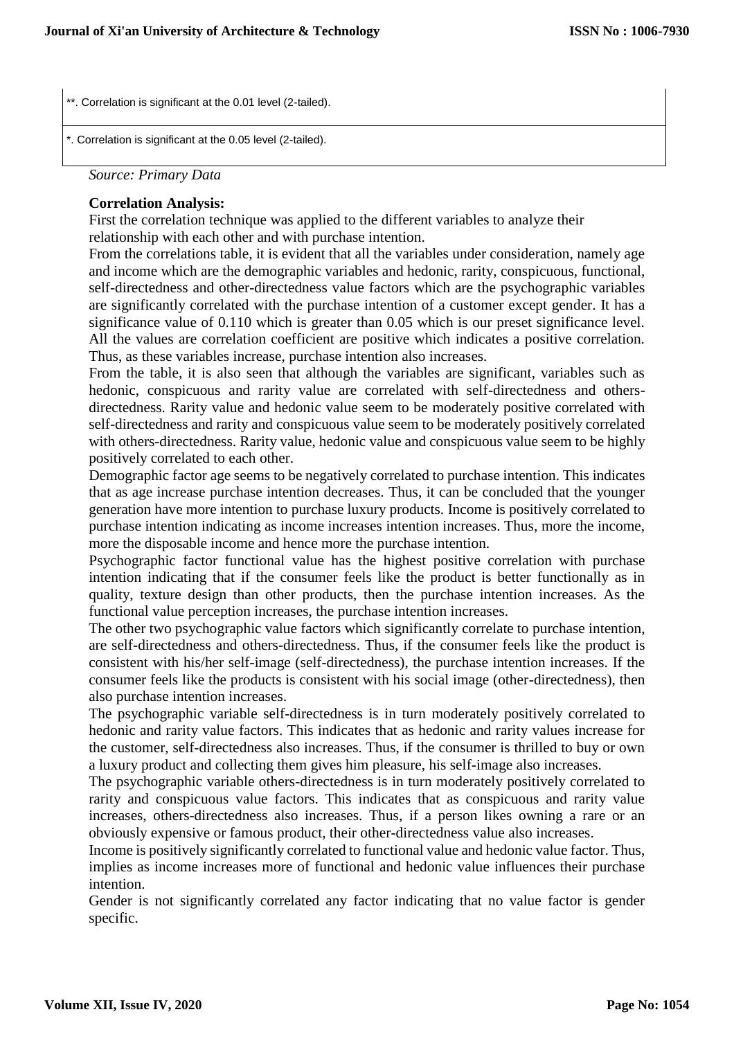**. Correlation is significant at the 0.01 level (2-tailed).

*. Correlation is significant at the 0.05 level (2-tailed).

*Source: Primary Data*

**Correlation Analysis:**

First the correlation technique was applied to the different variables to analyze their relationship with each other and with purchase intention.

From the correlations table, it is evident that all the variables under consideration, namely age and income which are the demographic variables and hedonic, rarity, conspicuous, functional, self-directedness and other-directedness value factors which are the psychographic variables are significantly correlated with the purchase intention of a customer except gender. It has a significance value of 0.110 which is greater than 0.05 which is our preset significance level. All the values are correlation coefficient are positive which indicates a positive correlation. Thus, as these variables increase, purchase intention also increases.

From the table, it is also seen that although the variables are significant, variables such as hedonic, conspicuous and rarity value are correlated with self-directedness and others-directedness. Rarity value and hedonic value seem to be moderately positive correlated with self-directedness and rarity and conspicuous value seem to be moderately positively correlated with others-directedness. Rarity value, hedonic value and conspicuous value seem to be highly positively correlated to each other.

Demographic factor age seems to be negatively correlated to purchase intention. This indicates that as age increase purchase intention decreases. Thus, it can be concluded that the younger generation have more intention to purchase luxury products. Income is positively correlated to purchase intention indicating as income increases intention increases. Thus, more the income, more the disposable income and hence more the purchase intention.

Psychographic factor functional value has the highest positive correlation with purchase intention indicating that if the consumer feels like the product is better functionally as in quality, texture design than other products, then the purchase intention increases. As the functional value perception increases, the purchase intention increases.

The other two psychographic value factors which significantly correlate to purchase intention, are self-directedness and others-directedness. Thus, if the consumer feels like the product is consistent with his/her self-image (self-directedness), the purchase intention increases. If the consumer feels like the products is consistent with his social image (other-directedness), then also purchase intention increases.

The psychographic variable self-directedness is in turn moderately positively correlated to hedonic and rarity value factors. This indicates that as hedonic and rarity values increase for the customer, self-directedness also increases. Thus, if the consumer is thrilled to buy or own a luxury product and collecting them gives him pleasure, his self-image also increases.

The psychographic variable others-directedness is in turn moderately positively correlated to rarity and conspicuous value factors. This indicates that as conspicuous and rarity value increases, others-directedness also increases. Thus, if a person likes owning a rare or an obviously expensive or famous product, their other-directedness value also increases.

Income is positively significantly correlated to functional value and hedonic value factor. Thus, implies as income increases more of functional and hedonic value influences their purchase intention.

Gender is not significantly correlated any factor indicating that no value factor is gender specific.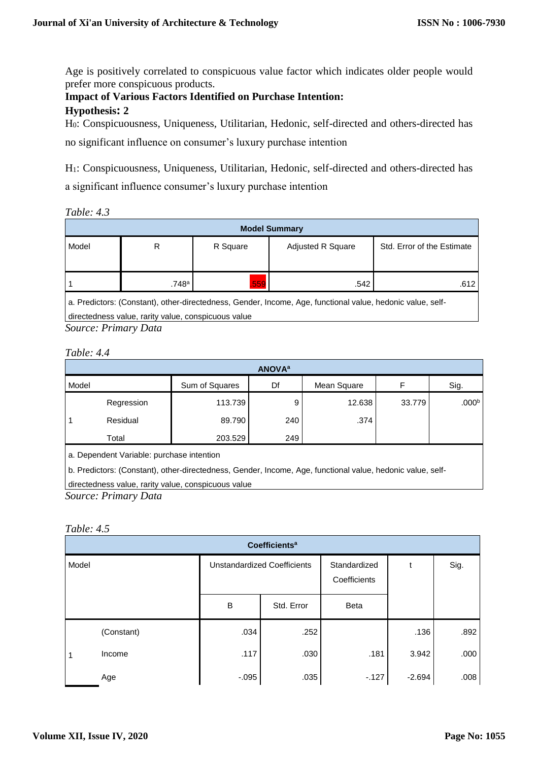Age is positively correlated to conspicuous value factor which indicates older people would prefer more conspicuous products.

**Impact of Various Factors Identified on Purchase Intention:**

**Hypothesis: 2**

$H_0$: Conspicuousness, Uniqueness, Utilitarian, Hedonic, self-directed and others-directed has no significant influence on consumer's luxury purchase intention

$H_1$: Conspicuousness, Uniqueness, Utilitarian, Hedonic, self-directed and others-directed has a significant influence consumer's luxury purchase intention

*Table: 4.3*

| Model Summary | | | | |
|---|---|---|---|---|
| Model | R | R Square | Adjusted R Square | Std. Error of the Estimate |
| 1 | .748[a] | .559 | .542 | .612 |

a. Predictors: (Constant), other-directedness, Gender, Income, Age, functional value, hedonic value, self-directedness value, rarity value, conspicuous value

*Source: Primary Data*

*Table: 4.4*

| ANOVA[a] | | | | | | |
|---|---|---|---|---|---|---|
| Model | | Sum of Squares | Df | Mean Square | F | Sig. |
| 1 | Regression | 113.739 | 9 | 12.638 | 33.779 | .000[b] |
| | Residual | 89.790 | 240 | .374 | | |
| | Total | 203.529 | 249 | | | |

a. Dependent Variable: purchase intention

b. Predictors: (Constant), other-directedness, Gender, Income, Age, functional value, hedonic value, self-directedness value, rarity value, conspicuous value

*Source: Primary Data*

*Table: 4.5*

| Coefficients[a] | | | | | | |
|---|---|---|---|---|---|---|
| Model | | Unstandardized Coefficients | | Standardized Coefficients | t | Sig. |
| | | B | Std. Error | Beta | | |
| 1 | (Constant) | .034 | .252 | | .136 | .892 |
| | Income | .117 | .030 | .181 | 3.942 | .000 |
| | Age | -.095 | .035 | -.127 | -2.694 | .008 |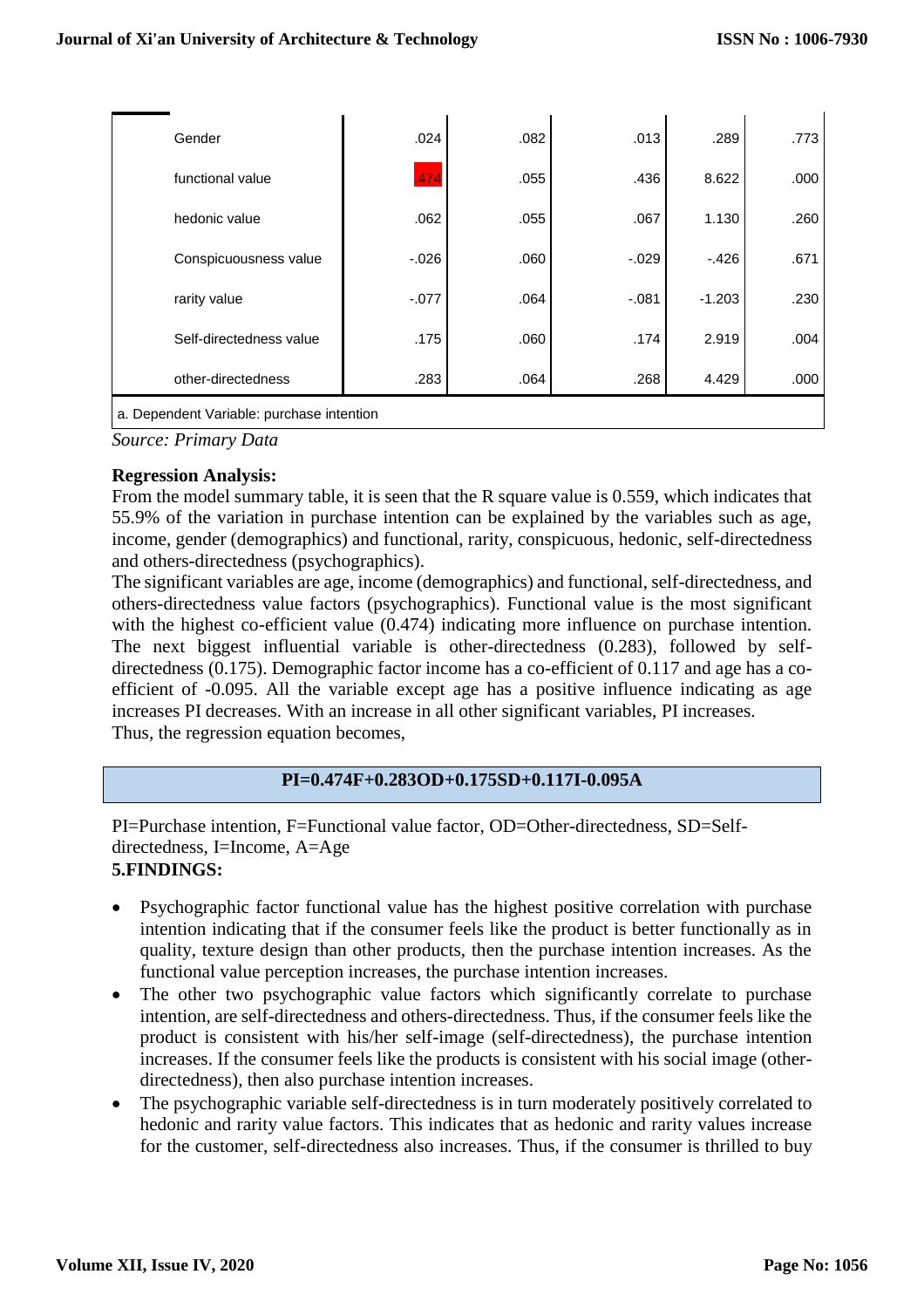| | B | Std. Error | Beta | t | Sig. |
|---|---|---|---|---|---|
| Gender | .024 | .082 | .013 | .289 | .773 |
| functional value | .474 | .055 | .436 | 8.622 | .000 |
| hedonic value | .062 | .055 | .067 | 1.130 | .260 |
| Conspicuousness value | -.026 | .060 | -.029 | -.426 | .671 |
| rarity value | -.077 | .064 | -.081 | -1.203 | .230 |
| Self-directedness value | .175 | .060 | .174 | 2.919 | .004 |
| other-directedness | .283 | .064 | .268 | 4.429 | .000 |

a. Dependent Variable: purchase intention

*Source: Primary Data*

**Regression Analysis:**

From the model summary table, it is seen that the R square value is 0.559, which indicates that 55.9% of the variation in purchase intention can be explained by the variables such as age, income, gender (demographics) and functional, rarity, conspicuous, hedonic, self-directedness and others-directedness (psychographics).

The significant variables are age, income (demographics) and functional, self-directedness, and others-directedness value factors (psychographics). Functional value is the most significant with the highest co-efficient value (0.474) indicating more influence on purchase intention. The next biggest influential variable is other-directedness (0.283), followed by self-directedness (0.175). Demographic factor income has a co-efficient of 0.117 and age has a co-efficient of -0.095. All the variable except age has a positive influence indicating as age increases PI decreases. With an increase in all other significant variables, PI increases.

Thus, the regression equation becomes,

**PI=0.474F+0.283OD+0.175SD+0.117I-0.095A**

PI=Purchase intention, F=Functional value factor, OD=Other-directedness, SD=Self-directedness, I=Income, A=Age

## 5.FINDINGS:

- Psychographic factor functional value has the highest positive correlation with purchase intention indicating that if the consumer feels like the product is better functionally as in quality, texture design than other products, then the purchase intention increases. As the functional value perception increases, the purchase intention increases.
- The other two psychographic value factors which significantly correlate to purchase intention, are self-directedness and others-directedness. Thus, if the consumer feels like the product is consistent with his/her self-image (self-directedness), the purchase intention increases. If the consumer feels like the products is consistent with his social image (other-directedness), then also purchase intention increases.
- The psychographic variable self-directedness is in turn moderately positively correlated to hedonic and rarity value factors. This indicates that as hedonic and rarity values increase for the customer, self-directedness also increases. Thus, if the consumer is thrilled to buy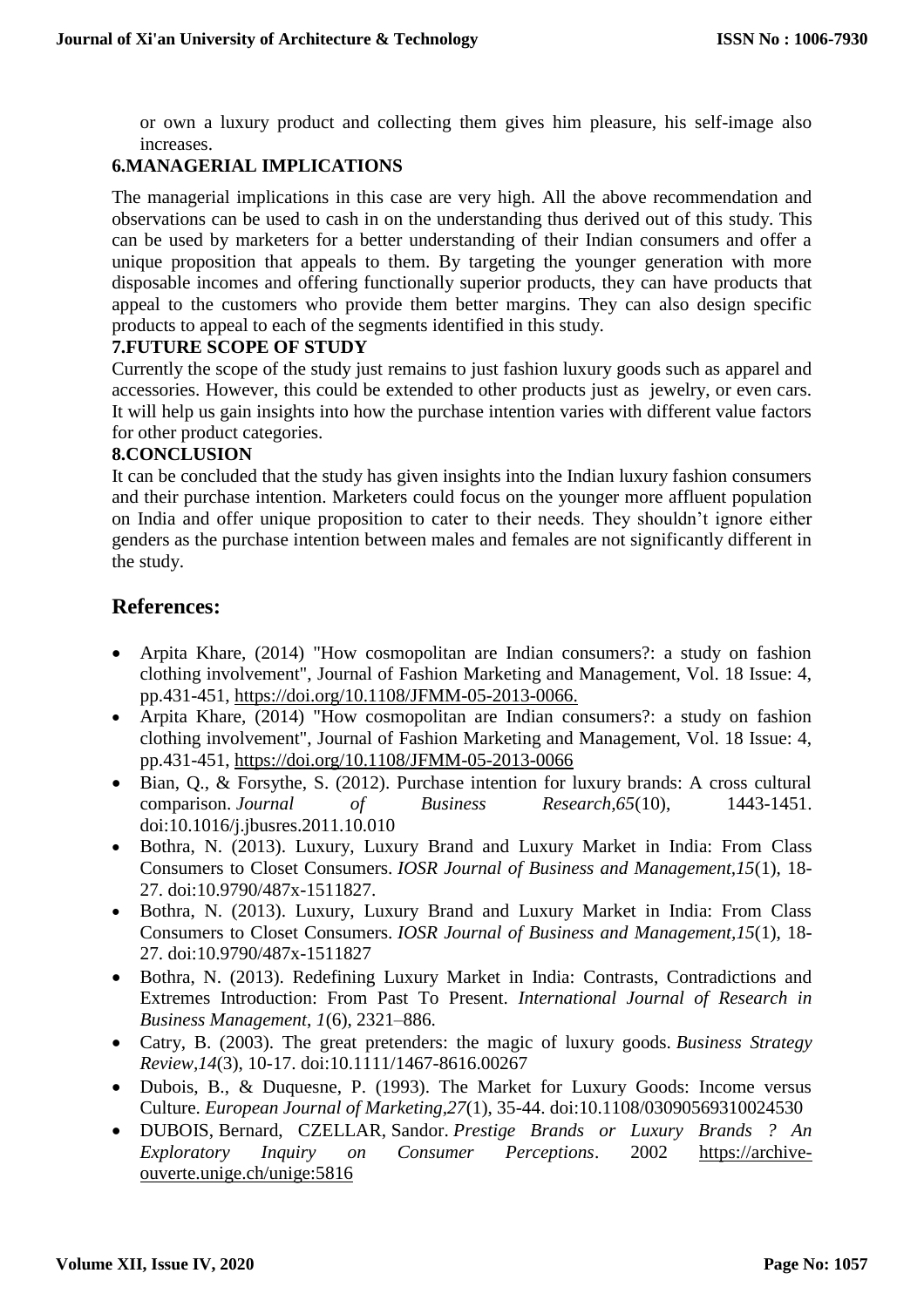or own a luxury product and collecting them gives him pleasure, his self-image also increases.

## 6.MANAGERIAL IMPLICATIONS

The managerial implications in this case are very high. All the above recommendation and observations can be used to cash in on the understanding thus derived out of this study. This can be used by marketers for a better understanding of their Indian consumers and offer a unique proposition that appeals to them. By targeting the younger generation with more disposable incomes and offering functionally superior products, they can have products that appeal to the customers who provide them better margins. They can also design specific products to appeal to each of the segments identified in this study.

## 7.FUTURE SCOPE OF STUDY

Currently the scope of the study just remains to just fashion luxury goods such as apparel and accessories. However, this could be extended to other products just as jewelry, or even cars. It will help us gain insights into how the purchase intention varies with different value factors for other product categories.

## 8.CONCLUSION

It can be concluded that the study has given insights into the Indian luxury fashion consumers and their purchase intention. Marketers could focus on the younger more affluent population on India and offer unique proposition to cater to their needs. They shouldn't ignore either genders as the purchase intention between males and females are not significantly different in the study.

## References:

- Arpita Khare, (2014) "How cosmopolitan are Indian consumers?: a study on fashion clothing involvement", Journal of Fashion Marketing and Management, Vol. 18 Issue: 4, pp.431-451, https://doi.org/10.1108/JFMM-05-2013-0066.
- Arpita Khare, (2014) "How cosmopolitan are Indian consumers?: a study on fashion clothing involvement", Journal of Fashion Marketing and Management, Vol. 18 Issue: 4, pp.431-451, https://doi.org/10.1108/JFMM-05-2013-0066
- Bian, Q., & Forsythe, S. (2012). Purchase intention for luxury brands: A cross cultural comparison. *Journal of Business Research,65*(10), 1443-1451. doi:10.1016/j.jbusres.2011.10.010
- Bothra, N. (2013). Luxury, Luxury Brand and Luxury Market in India: From Class Consumers to Closet Consumers. *IOSR Journal of Business and Management,15*(1), 18-27. doi:10.9790/487x-1511827.
- Bothra, N. (2013). Luxury, Luxury Brand and Luxury Market in India: From Class Consumers to Closet Consumers. *IOSR Journal of Business and Management,15*(1), 18-27. doi:10.9790/487x-1511827
- Bothra, N. (2013). Redefining Luxury Market in India: Contrasts, Contradictions and Extremes Introduction: From Past To Present. *International Journal of Research in Business Management*, *1*(6), 2321–886.
- Catry, B. (2003). The great pretenders: the magic of luxury goods. *Business Strategy Review,14*(3), 10-17. doi:10.1111/1467-8616.00267
- Dubois, B., & Duquesne, P. (1993). The Market for Luxury Goods: Income versus Culture. *European Journal of Marketing,27*(1), 35-44. doi:10.1108/03090569310024530
- DUBOIS, Bernard, CZELLAR, Sandor. *Prestige Brands or Luxury Brands ? An Exploratory Inquiry on Consumer Perceptions*. 2002 https://archive-ouverte.unige.ch/unige:5816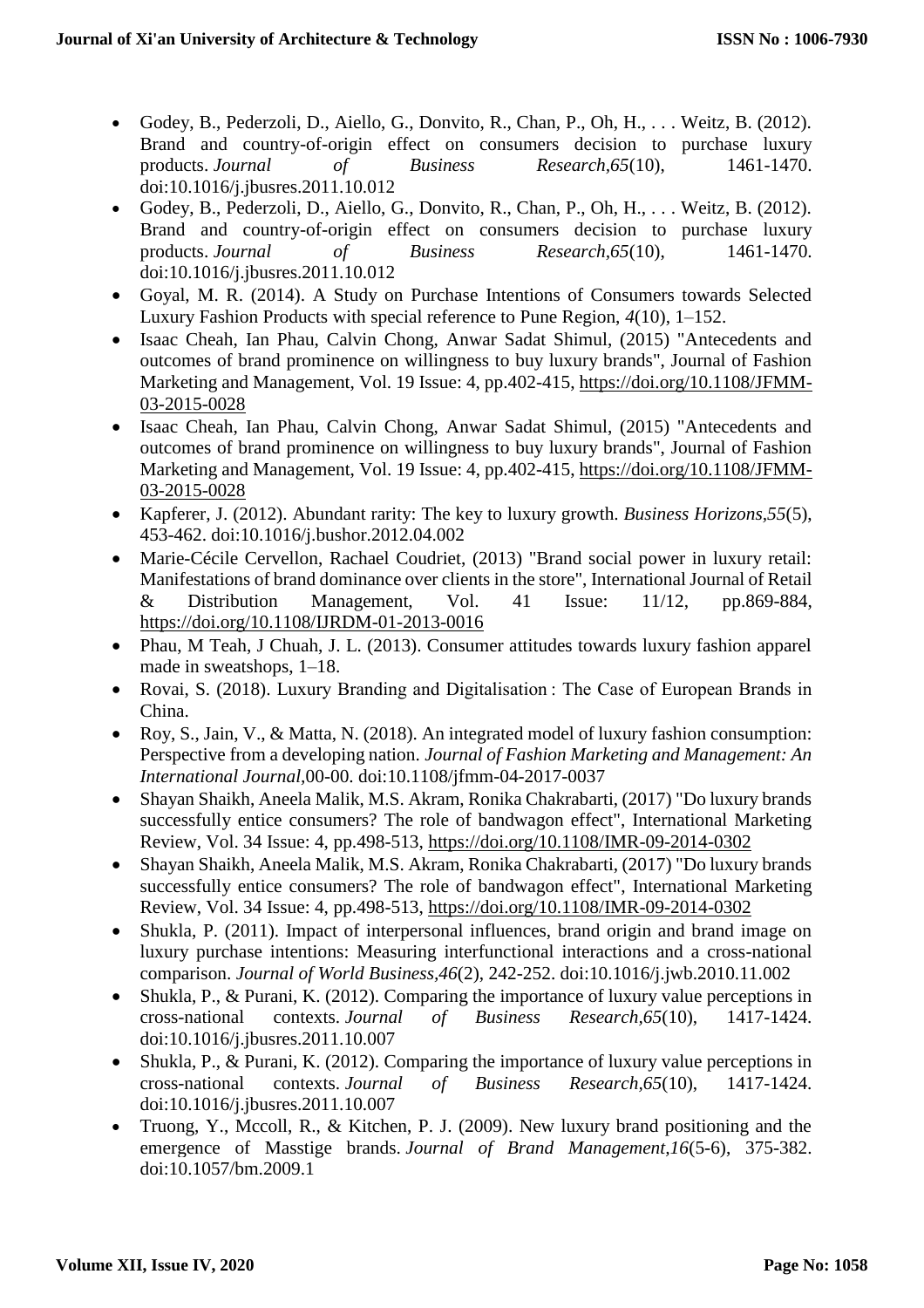- Godey, B., Pederzoli, D., Aiello, G., Donvito, R., Chan, P., Oh, H., . . . Weitz, B. (2012). Brand and country-of-origin effect on consumers decision to purchase luxury products. *Journal of Business Research,65*(10), 1461-1470. doi:10.1016/j.jbusres.2011.10.012
- Godey, B., Pederzoli, D., Aiello, G., Donvito, R., Chan, P., Oh, H., . . . Weitz, B. (2012). Brand and country-of-origin effect on consumers decision to purchase luxury products. *Journal of Business Research,65*(10), 1461-1470. doi:10.1016/j.jbusres.2011.10.012
- Goyal, M. R. (2014). A Study on Purchase Intentions of Consumers towards Selected Luxury Fashion Products with special reference to Pune Region, *4*(10), 1–152.
- Isaac Cheah, Ian Phau, Calvin Chong, Anwar Sadat Shimul, (2015) "Antecedents and outcomes of brand prominence on willingness to buy luxury brands", Journal of Fashion Marketing and Management, Vol. 19 Issue: 4, pp.402-415, https://doi.org/10.1108/JFMM-03-2015-0028
- Isaac Cheah, Ian Phau, Calvin Chong, Anwar Sadat Shimul, (2015) "Antecedents and outcomes of brand prominence on willingness to buy luxury brands", Journal of Fashion Marketing and Management, Vol. 19 Issue: 4, pp.402-415, https://doi.org/10.1108/JFMM-03-2015-0028
- Kapferer, J. (2012). Abundant rarity: The key to luxury growth. *Business Horizons,55*(5), 453-462. doi:10.1016/j.bushor.2012.04.002
- Marie-Cécile Cervellon, Rachael Coudriet, (2013) "Brand social power in luxury retail: Manifestations of brand dominance over clients in the store", International Journal of Retail & Distribution Management, Vol. 41 Issue: 11/12, pp.869-884, https://doi.org/10.1108/IJRDM-01-2013-0016
- Phau, M Teah, J Chuah, J. L. (2013). Consumer attitudes towards luxury fashion apparel made in sweatshops, 1–18.
- Rovai, S. (2018). Luxury Branding and Digitalisation : The Case of European Brands in China.
- Roy, S., Jain, V., & Matta, N. (2018). An integrated model of luxury fashion consumption: Perspective from a developing nation. *Journal of Fashion Marketing and Management: An International Journal*,00-00. doi:10.1108/jfmm-04-2017-0037
- Shayan Shaikh, Aneela Malik, M.S. Akram, Ronika Chakrabarti, (2017) "Do luxury brands successfully entice consumers? The role of bandwagon effect", International Marketing Review, Vol. 34 Issue: 4, pp.498-513, https://doi.org/10.1108/IMR-09-2014-0302
- Shayan Shaikh, Aneela Malik, M.S. Akram, Ronika Chakrabarti, (2017) "Do luxury brands successfully entice consumers? The role of bandwagon effect", International Marketing Review, Vol. 34 Issue: 4, pp.498-513, https://doi.org/10.1108/IMR-09-2014-0302
- Shukla, P. (2011). Impact of interpersonal influences, brand origin and brand image on luxury purchase intentions: Measuring interfunctional interactions and a cross-national comparison. *Journal of World Business,46*(2), 242-252. doi:10.1016/j.jwb.2010.11.002
- Shukla, P., & Purani, K. (2012). Comparing the importance of luxury value perceptions in cross-national contexts. *Journal of Business Research,65*(10), 1417-1424. doi:10.1016/j.jbusres.2011.10.007
- Shukla, P., & Purani, K. (2012). Comparing the importance of luxury value perceptions in cross-national contexts. *Journal of Business Research,65*(10), 1417-1424. doi:10.1016/j.jbusres.2011.10.007
- Truong, Y., Mccoll, R., & Kitchen, P. J. (2009). New luxury brand positioning and the emergence of Masstige brands. *Journal of Brand Management,16*(5-6), 375-382. doi:10.1057/bm.2009.1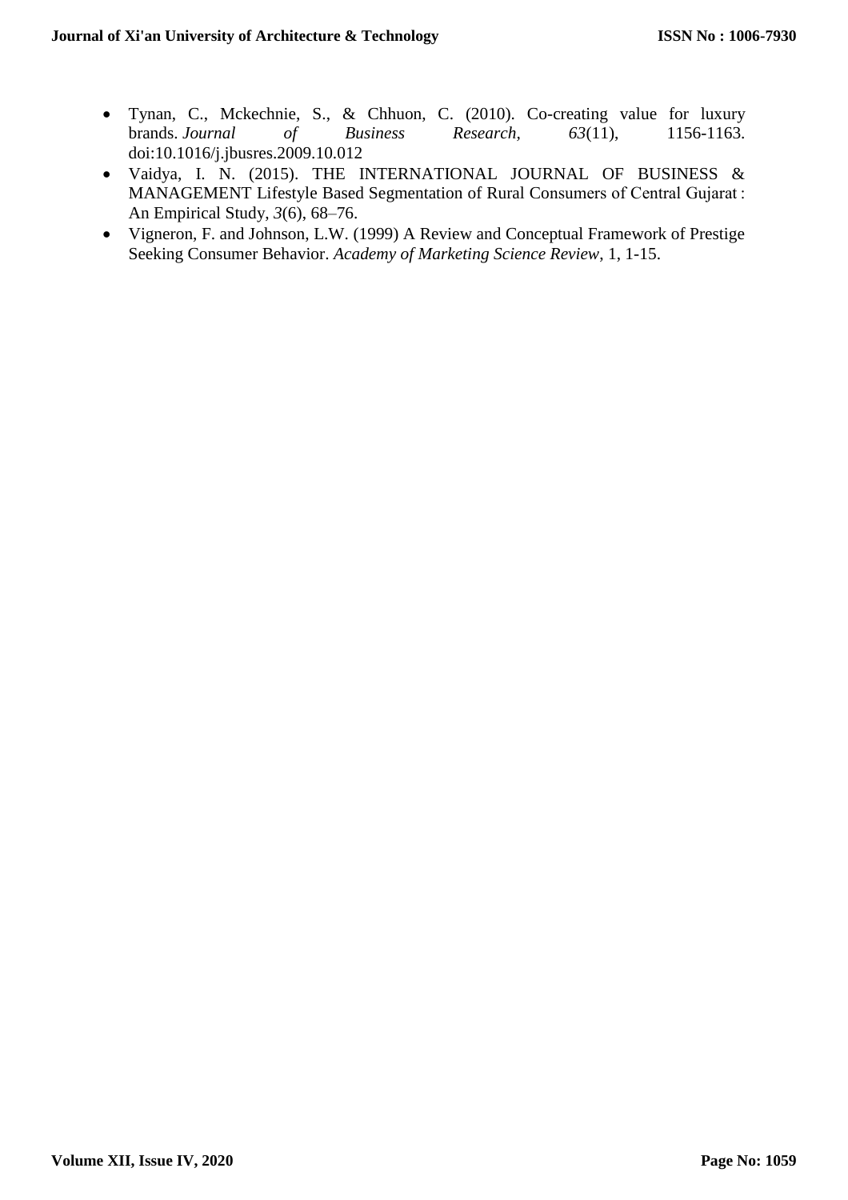- Tynan, C., Mckechnie, S., & Chhuon, C. (2010). Co-creating value for luxury brands. *Journal of Business Research*, *63*(11), 1156-1163. doi:10.1016/j.jbusres.2009.10.012
- Vaidya, I. N. (2015). THE INTERNATIONAL JOURNAL OF BUSINESS & MANAGEMENT Lifestyle Based Segmentation of Rural Consumers of Central Gujarat : An Empirical Study, *3*(6), 68–76.
- Vigneron, F. and Johnson, L.W. (1999) A Review and Conceptual Framework of Prestige Seeking Consumer Behavior. *Academy of Marketing Science Review*, 1, 1-15.